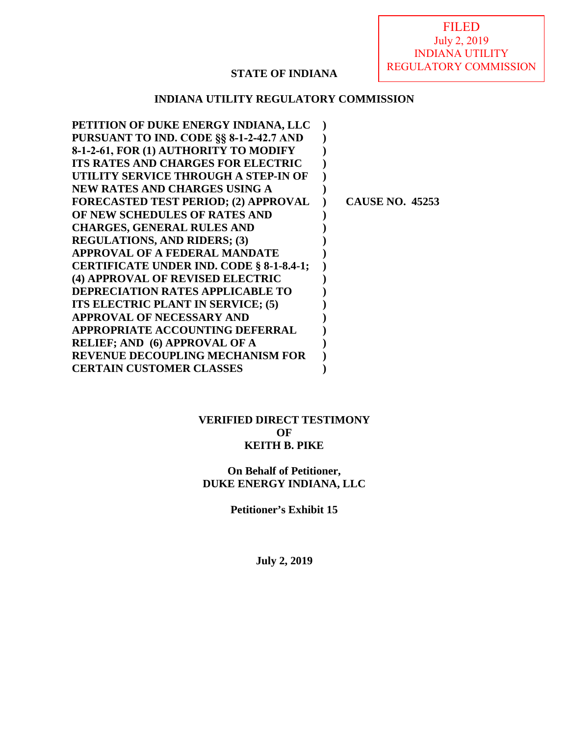FILED
July 2, 2019
INDIANA UTILITY
REGULATORY COMMISSION

**STATE OF INDIANA**

**INDIANA UTILITY REGULATORY COMMISSION**

| | | |
|---|---|---|
| **PETITION OF DUKE ENERGY INDIANA, LLC PURSUANT TO IND. CODE §§ 8-1-2-42.7 AND 8-1-2-61, FOR (1) AUTHORITY TO MODIFY ITS RATES AND CHARGES FOR ELECTRIC UTILITY SERVICE THROUGH A STEP-IN OF NEW RATES AND CHARGES USING A FORECASTED TEST PERIOD; (2) APPROVAL OF NEW SCHEDULES OF RATES AND CHARGES, GENERAL RULES AND REGULATIONS, AND RIDERS; (3) APPROVAL OF A FEDERAL MANDATE CERTIFICATE UNDER IND. CODE § 8-1-8.4-1; (4) APPROVAL OF REVISED ELECTRIC DEPRECIATION RATES APPLICABLE TO ITS ELECTRIC PLANT IN SERVICE; (5) APPROVAL OF NECESSARY AND APPROPRIATE ACCOUNTING DEFERRAL RELIEF; AND (6) APPROVAL OF A REVENUE DECOUPLING MECHANISM FOR CERTAIN CUSTOMER CLASSES** | **)** | **CAUSE NO. 45253** |

**VERIFIED DIRECT TESTIMONY**
**OF**
**KEITH B. PIKE**

**On Behalf of Petitioner,**
**DUKE ENERGY INDIANA, LLC**

**Petitioner's Exhibit 15**

**July 2, 2019**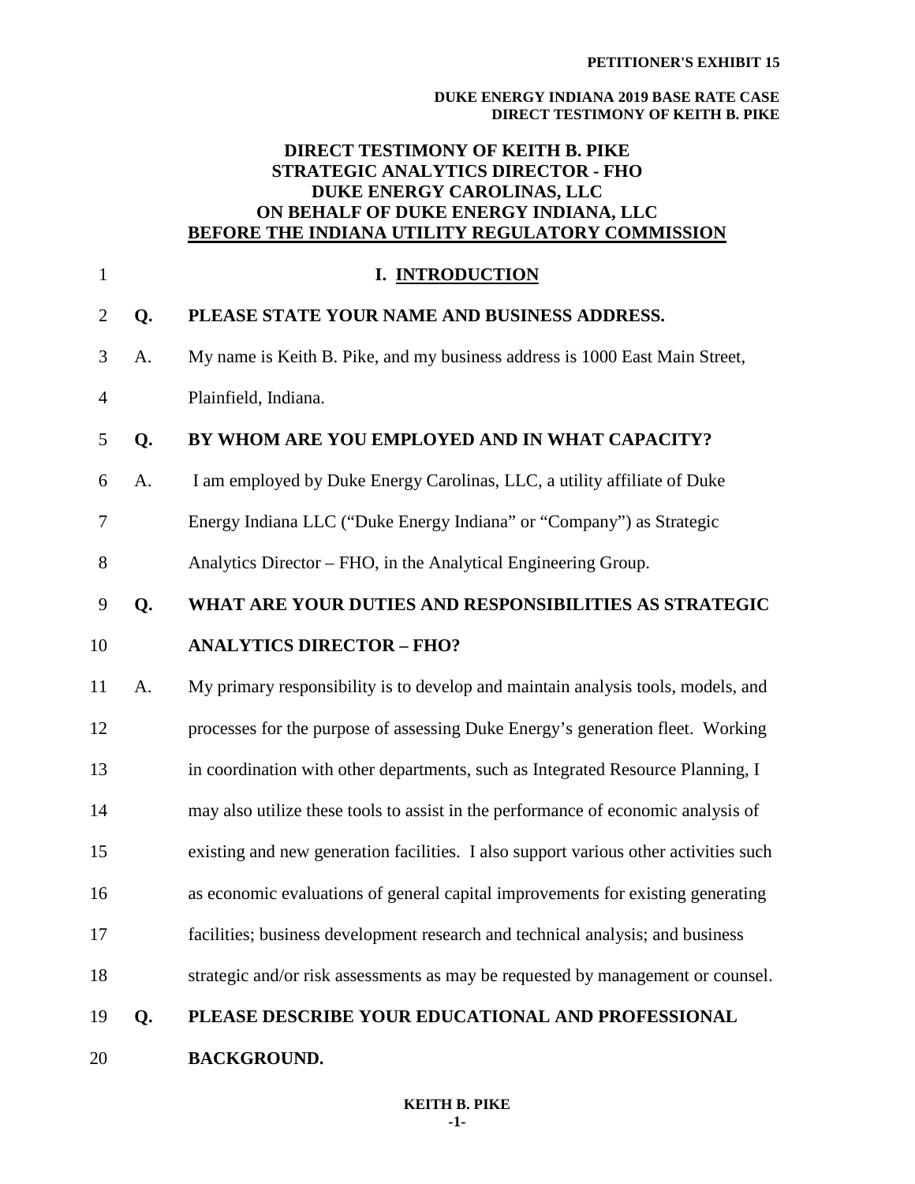# DIRECT TESTIMONY OF KEITH B. PIKE
## STRATEGIC ANALYTICS DIRECTOR - FHO
## DUKE ENERGY CAROLINAS, LLC
## ON BEHALF OF DUKE ENERGY INDIANA, LLC
## BEFORE THE INDIANA UTILITY REGULATORY COMMISSION

## I. INTRODUCTION

**Q. PLEASE STATE YOUR NAME AND BUSINESS ADDRESS.**

A. My name is Keith B. Pike, and my business address is 1000 East Main Street, Plainfield, Indiana.

**Q. BY WHOM ARE YOU EMPLOYED AND IN WHAT CAPACITY?**

A. I am employed by Duke Energy Carolinas, LLC, a utility affiliate of Duke Energy Indiana LLC ("Duke Energy Indiana" or "Company") as Strategic Analytics Director – FHO, in the Analytical Engineering Group.

**Q. WHAT ARE YOUR DUTIES AND RESPONSIBILITIES AS STRATEGIC ANALYTICS DIRECTOR – FHO?**

A. My primary responsibility is to develop and maintain analysis tools, models, and processes for the purpose of assessing Duke Energy's generation fleet. Working in coordination with other departments, such as Integrated Resource Planning, I may also utilize these tools to assist in the performance of economic analysis of existing and new generation facilities. I also support various other activities such as economic evaluations of general capital improvements for existing generating facilities; business development research and technical analysis; and business strategic and/or risk assessments as may be requested by management or counsel.

**Q. PLEASE DESCRIBE YOUR EDUCATIONAL AND PROFESSIONAL BACKGROUND.**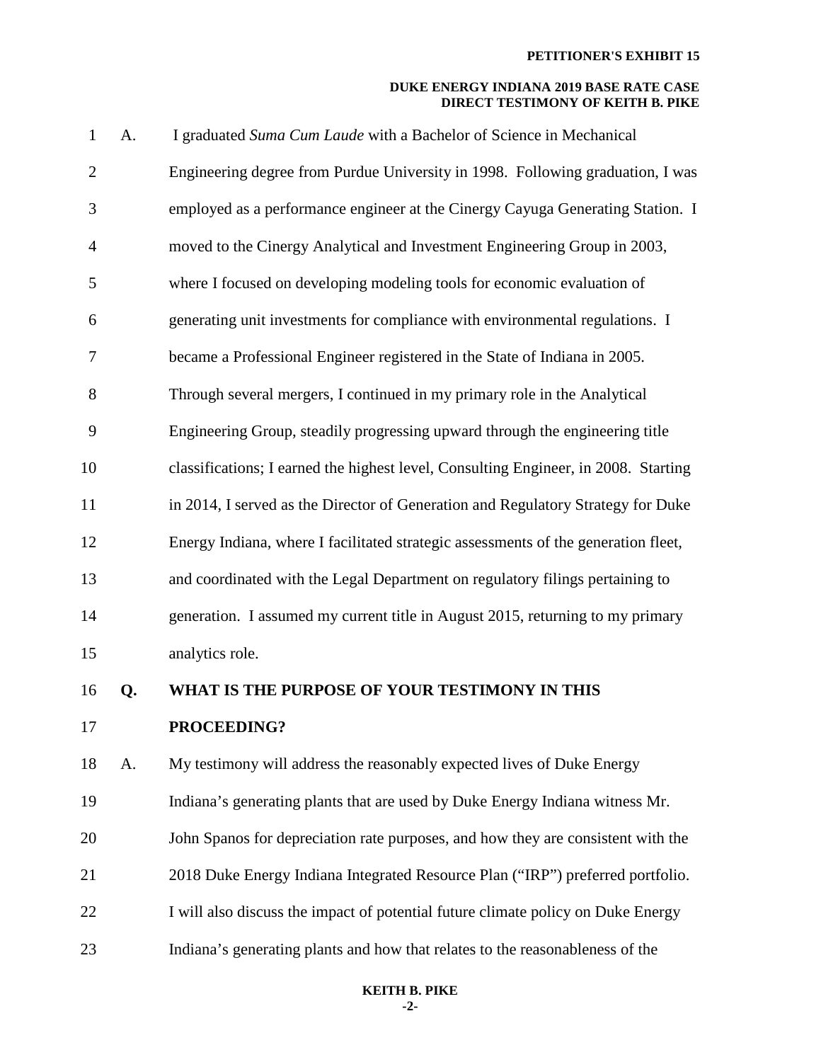A. I graduated *Suma Cum Laude* with a Bachelor of Science in Mechanical Engineering degree from Purdue University in 1998. Following graduation, I was employed as a performance engineer at the Cinergy Cayuga Generating Station. I moved to the Cinergy Analytical and Investment Engineering Group in 2003, where I focused on developing modeling tools for economic evaluation of generating unit investments for compliance with environmental regulations. I became a Professional Engineer registered in the State of Indiana in 2005. Through several mergers, I continued in my primary role in the Analytical Engineering Group, steadily progressing upward through the engineering title classifications; I earned the highest level, Consulting Engineer, in 2008. Starting in 2014, I served as the Director of Generation and Regulatory Strategy for Duke Energy Indiana, where I facilitated strategic assessments of the generation fleet, and coordinated with the Legal Department on regulatory filings pertaining to generation. I assumed my current title in August 2015, returning to my primary analytics role.

**Q. WHAT IS THE PURPOSE OF YOUR TESTIMONY IN THIS PROCEEDING?**

A. My testimony will address the reasonably expected lives of Duke Energy Indiana's generating plants that are used by Duke Energy Indiana witness Mr. John Spanos for depreciation rate purposes, and how they are consistent with the 2018 Duke Energy Indiana Integrated Resource Plan ("IRP") preferred portfolio. I will also discuss the impact of potential future climate policy on Duke Energy Indiana's generating plants and how that relates to the reasonableness of the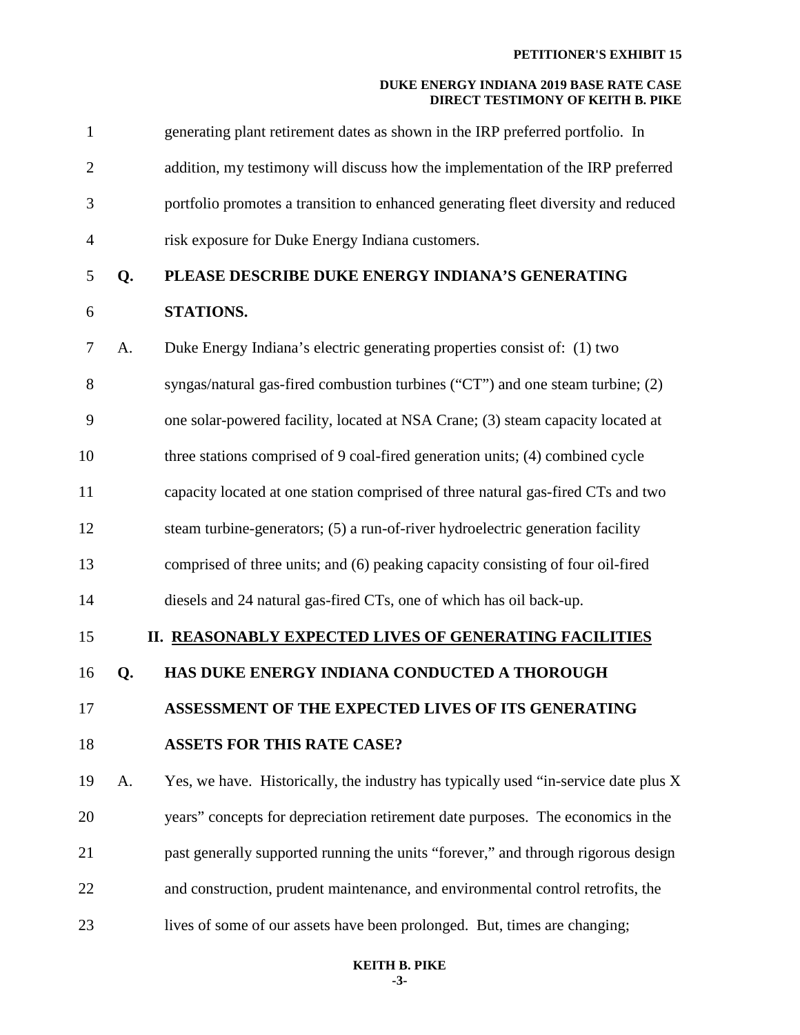generating plant retirement dates as shown in the IRP preferred portfolio. In addition, my testimony will discuss how the implementation of the IRP preferred portfolio promotes a transition to enhanced generating fleet diversity and reduced risk exposure for Duke Energy Indiana customers.

**Q. PLEASE DESCRIBE DUKE ENERGY INDIANA'S GENERATING STATIONS.**

A. Duke Energy Indiana's electric generating properties consist of: (1) two syngas/natural gas-fired combustion turbines ("CT") and one steam turbine; (2) one solar-powered facility, located at NSA Crane; (3) steam capacity located at three stations comprised of 9 coal-fired generation units; (4) combined cycle capacity located at one station comprised of three natural gas-fired CTs and two steam turbine-generators; (5) a run-of-river hydroelectric generation facility comprised of three units; and (6) peaking capacity consisting of four oil-fired diesels and 24 natural gas-fired CTs, one of which has oil back-up.

## II. REASONABLY EXPECTED LIVES OF GENERATING FACILITIES

**Q. HAS DUKE ENERGY INDIANA CONDUCTED A THOROUGH ASSESSMENT OF THE EXPECTED LIVES OF ITS GENERATING ASSETS FOR THIS RATE CASE?**

A. Yes, we have. Historically, the industry has typically used "in-service date plus X years" concepts for depreciation retirement date purposes. The economics in the past generally supported running the units "forever," and through rigorous design and construction, prudent maintenance, and environmental control retrofits, the lives of some of our assets have been prolonged. But, times are changing;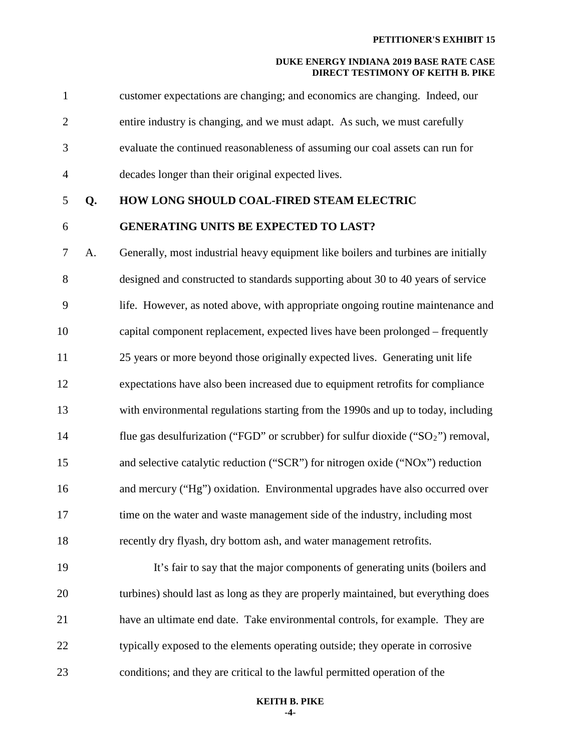customer expectations are changing; and economics are changing. Indeed, our entire industry is changing, and we must adapt. As such, we must carefully evaluate the continued reasonableness of assuming our coal assets can run for decades longer than their original expected lives.

**Q. HOW LONG SHOULD COAL-FIRED STEAM ELECTRIC GENERATING UNITS BE EXPECTED TO LAST?**

A. Generally, most industrial heavy equipment like boilers and turbines are initially designed and constructed to standards supporting about 30 to 40 years of service life. However, as noted above, with appropriate ongoing routine maintenance and capital component replacement, expected lives have been prolonged – frequently 25 years or more beyond those originally expected lives. Generating unit life expectations have also been increased due to equipment retrofits for compliance with environmental regulations starting from the 1990s and up to today, including flue gas desulfurization ("FGD" or scrubber) for sulfur dioxide ("$SO_2$") removal, and selective catalytic reduction ("SCR") for nitrogen oxide ("NOx") reduction and mercury ("Hg") oxidation. Environmental upgrades have also occurred over time on the water and waste management side of the industry, including most recently dry flyash, dry bottom ash, and water management retrofits.

It's fair to say that the major components of generating units (boilers and turbines) should last as long as they are properly maintained, but everything does have an ultimate end date. Take environmental controls, for example. They are typically exposed to the elements operating outside; they operate in corrosive conditions; and they are critical to the lawful permitted operation of the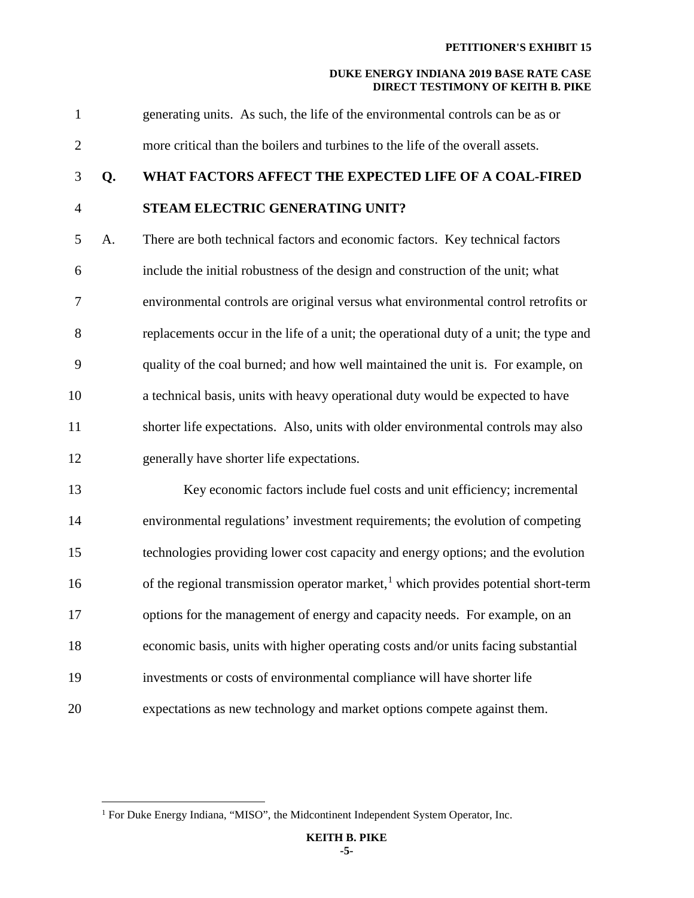generating units. As such, the life of the environmental controls can be as or more critical than the boilers and turbines to the life of the overall assets.

**Q. WHAT FACTORS AFFECT THE EXPECTED LIFE OF A COAL-FIRED STEAM ELECTRIC GENERATING UNIT?**

A. There are both technical factors and economic factors. Key technical factors include the initial robustness of the design and construction of the unit; what environmental controls are original versus what environmental control retrofits or replacements occur in the life of a unit; the operational duty of a unit; the type and quality of the coal burned; and how well maintained the unit is. For example, on a technical basis, units with heavy operational duty would be expected to have shorter life expectations. Also, units with older environmental controls may also generally have shorter life expectations.

Key economic factors include fuel costs and unit efficiency; incremental environmental regulations' investment requirements; the evolution of competing technologies providing lower cost capacity and energy options; and the evolution of the regional transmission operator market,[1] which provides potential short-term options for the management of energy and capacity needs. For example, on an economic basis, units with higher operating costs and/or units facing substantial investments or costs of environmental compliance will have shorter life expectations as new technology and market options compete against them.

[1] For Duke Energy Indiana, "MISO", the Midcontinent Independent System Operator, Inc.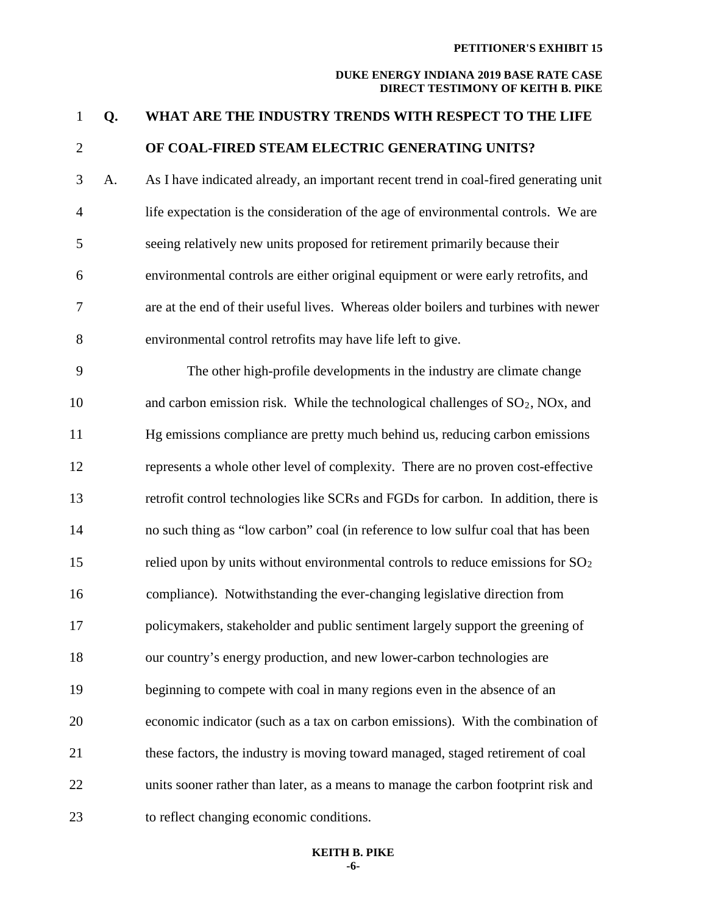**Q. WHAT ARE THE INDUSTRY TRENDS WITH RESPECT TO THE LIFE OF COAL-FIRED STEAM ELECTRIC GENERATING UNITS?**

A. As I have indicated already, an important recent trend in coal-fired generating unit life expectation is the consideration of the age of environmental controls. We are seeing relatively new units proposed for retirement primarily because their environmental controls are either original equipment or were early retrofits, and are at the end of their useful lives. Whereas older boilers and turbines with newer environmental control retrofits may have life left to give.

The other high-profile developments in the industry are climate change and carbon emission risk. While the technological challenges of $SO_2$, NOx, and Hg emissions compliance are pretty much behind us, reducing carbon emissions represents a whole other level of complexity. There are no proven cost-effective retrofit control technologies like SCRs and FGDs for carbon. In addition, there is no such thing as "low carbon" coal (in reference to low sulfur coal that has been relied upon by units without environmental controls to reduce emissions for $SO_2$ compliance). Notwithstanding the ever-changing legislative direction from policymakers, stakeholder and public sentiment largely support the greening of our country's energy production, and new lower-carbon technologies are beginning to compete with coal in many regions even in the absence of an economic indicator (such as a tax on carbon emissions). With the combination of these factors, the industry is moving toward managed, staged retirement of coal units sooner rather than later, as a means to manage the carbon footprint risk and to reflect changing economic conditions.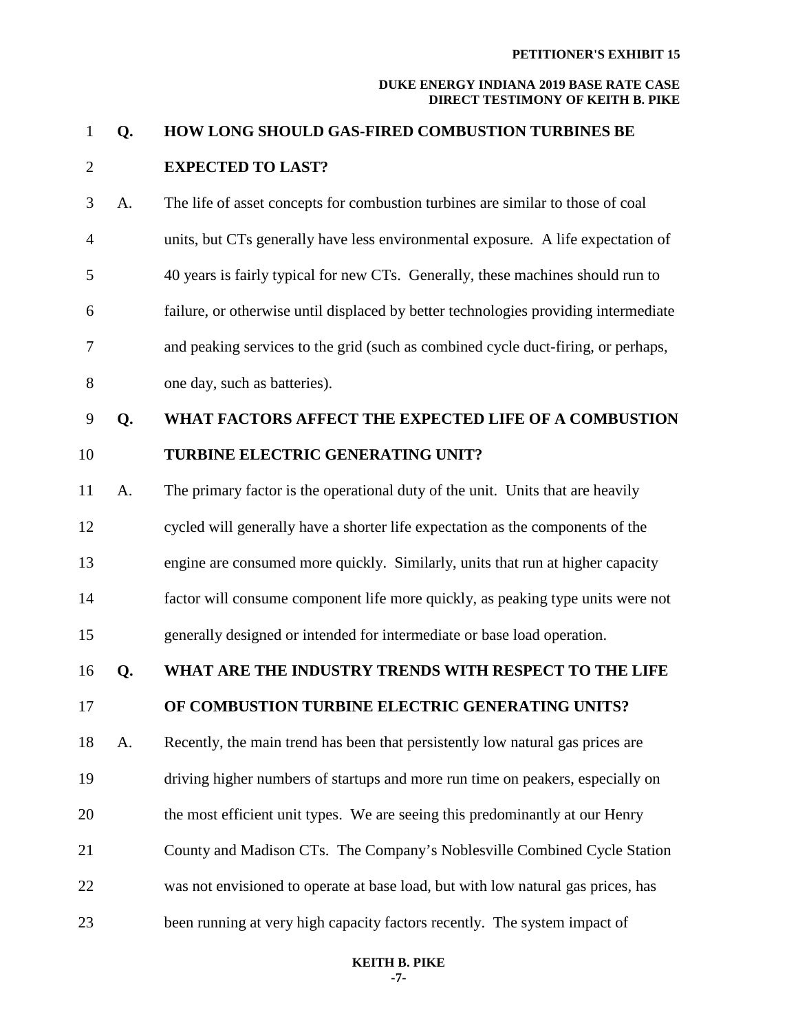**Q. HOW LONG SHOULD GAS-FIRED COMBUSTION TURBINES BE EXPECTED TO LAST?**

A. The life of asset concepts for combustion turbines are similar to those of coal units, but CTs generally have less environmental exposure. A life expectation of 40 years is fairly typical for new CTs. Generally, these machines should run to failure, or otherwise until displaced by better technologies providing intermediate and peaking services to the grid (such as combined cycle duct-firing, or perhaps, one day, such as batteries).

**Q. WHAT FACTORS AFFECT THE EXPECTED LIFE OF A COMBUSTION TURBINE ELECTRIC GENERATING UNIT?**

A. The primary factor is the operational duty of the unit. Units that are heavily cycled will generally have a shorter life expectation as the components of the engine are consumed more quickly. Similarly, units that run at higher capacity factor will consume component life more quickly, as peaking type units were not generally designed or intended for intermediate or base load operation.

**Q. WHAT ARE THE INDUSTRY TRENDS WITH RESPECT TO THE LIFE OF COMBUSTION TURBINE ELECTRIC GENERATING UNITS?**

A. Recently, the main trend has been that persistently low natural gas prices are driving higher numbers of startups and more run time on peakers, especially on the most efficient unit types. We are seeing this predominantly at our Henry County and Madison CTs. The Company's Noblesville Combined Cycle Station was not envisioned to operate at base load, but with low natural gas prices, has been running at very high capacity factors recently. The system impact of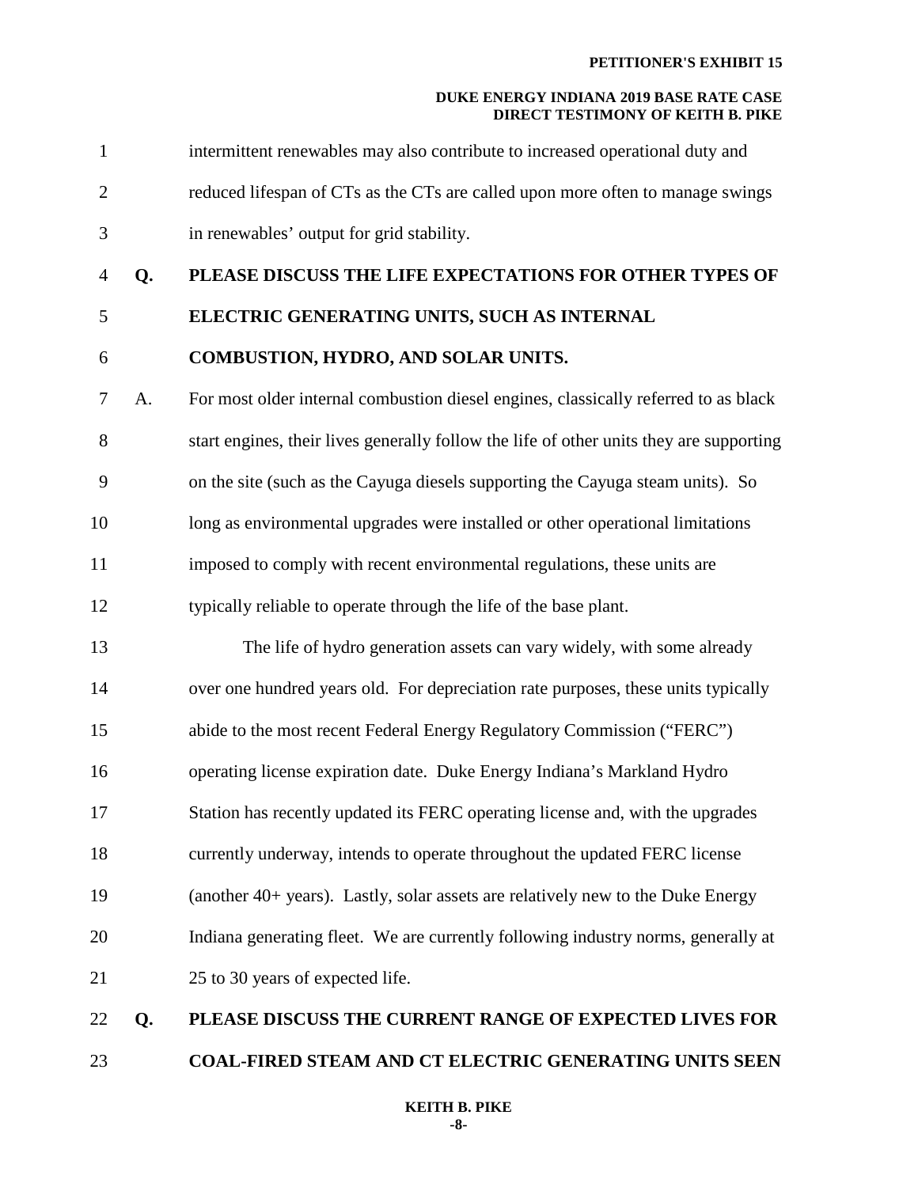intermittent renewables may also contribute to increased operational duty and reduced lifespan of CTs as the CTs are called upon more often to manage swings in renewables' output for grid stability.

**Q. PLEASE DISCUSS THE LIFE EXPECTATIONS FOR OTHER TYPES OF ELECTRIC GENERATING UNITS, SUCH AS INTERNAL COMBUSTION, HYDRO, AND SOLAR UNITS.**

A. For most older internal combustion diesel engines, classically referred to as black start engines, their lives generally follow the life of other units they are supporting on the site (such as the Cayuga diesels supporting the Cayuga steam units). So long as environmental upgrades were installed or other operational limitations imposed to comply with recent environmental regulations, these units are typically reliable to operate through the life of the base plant.

The life of hydro generation assets can vary widely, with some already over one hundred years old. For depreciation rate purposes, these units typically abide to the most recent Federal Energy Regulatory Commission ("FERC") operating license expiration date. Duke Energy Indiana's Markland Hydro Station has recently updated its FERC operating license and, with the upgrades currently underway, intends to operate throughout the updated FERC license (another 40+ years). Lastly, solar assets are relatively new to the Duke Energy Indiana generating fleet. We are currently following industry norms, generally at 25 to 30 years of expected life.

**Q. PLEASE DISCUSS THE CURRENT RANGE OF EXPECTED LIVES FOR COAL-FIRED STEAM AND CT ELECTRIC GENERATING UNITS SEEN**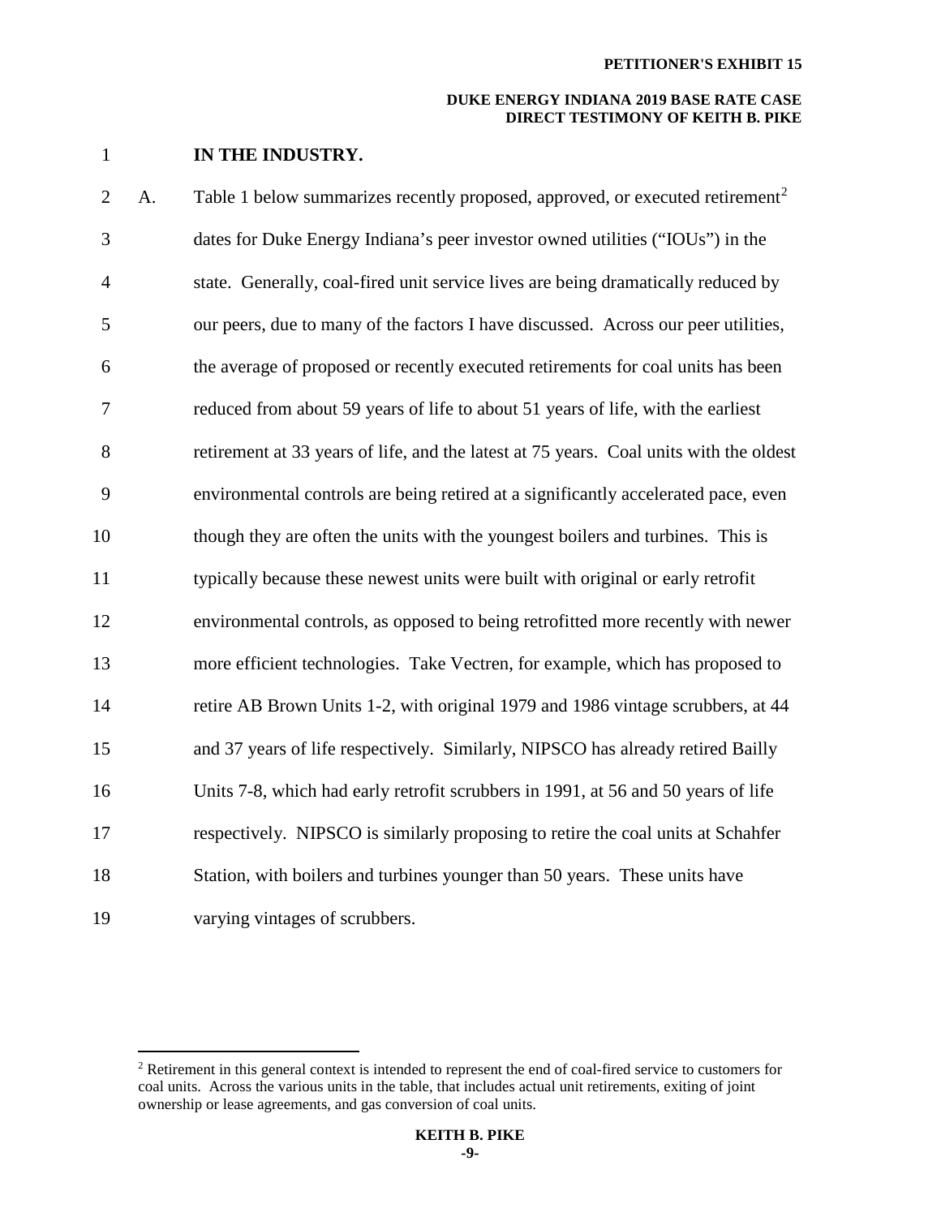**IN THE INDUSTRY.**

A. Table 1 below summarizes recently proposed, approved, or executed retirement[2] dates for Duke Energy Indiana's peer investor owned utilities ("IOUs") in the state. Generally, coal-fired unit service lives are being dramatically reduced by our peers, due to many of the factors I have discussed. Across our peer utilities, the average of proposed or recently executed retirements for coal units has been reduced from about 59 years of life to about 51 years of life, with the earliest retirement at 33 years of life, and the latest at 75 years. Coal units with the oldest environmental controls are being retired at a significantly accelerated pace, even though they are often the units with the youngest boilers and turbines. This is typically because these newest units were built with original or early retrofit environmental controls, as opposed to being retrofitted more recently with newer more efficient technologies. Take Vectren, for example, which has proposed to retire AB Brown Units 1-2, with original 1979 and 1986 vintage scrubbers, at 44 and 37 years of life respectively. Similarly, NIPSCO has already retired Bailly Units 7-8, which had early retrofit scrubbers in 1991, at 56 and 50 years of life respectively. NIPSCO is similarly proposing to retire the coal units at Schahfer Station, with boilers and turbines younger than 50 years. These units have varying vintages of scrubbers.

[2] Retirement in this general context is intended to represent the end of coal-fired service to customers for coal units. Across the various units in the table, that includes actual unit retirements, exiting of joint ownership or lease agreements, and gas conversion of coal units.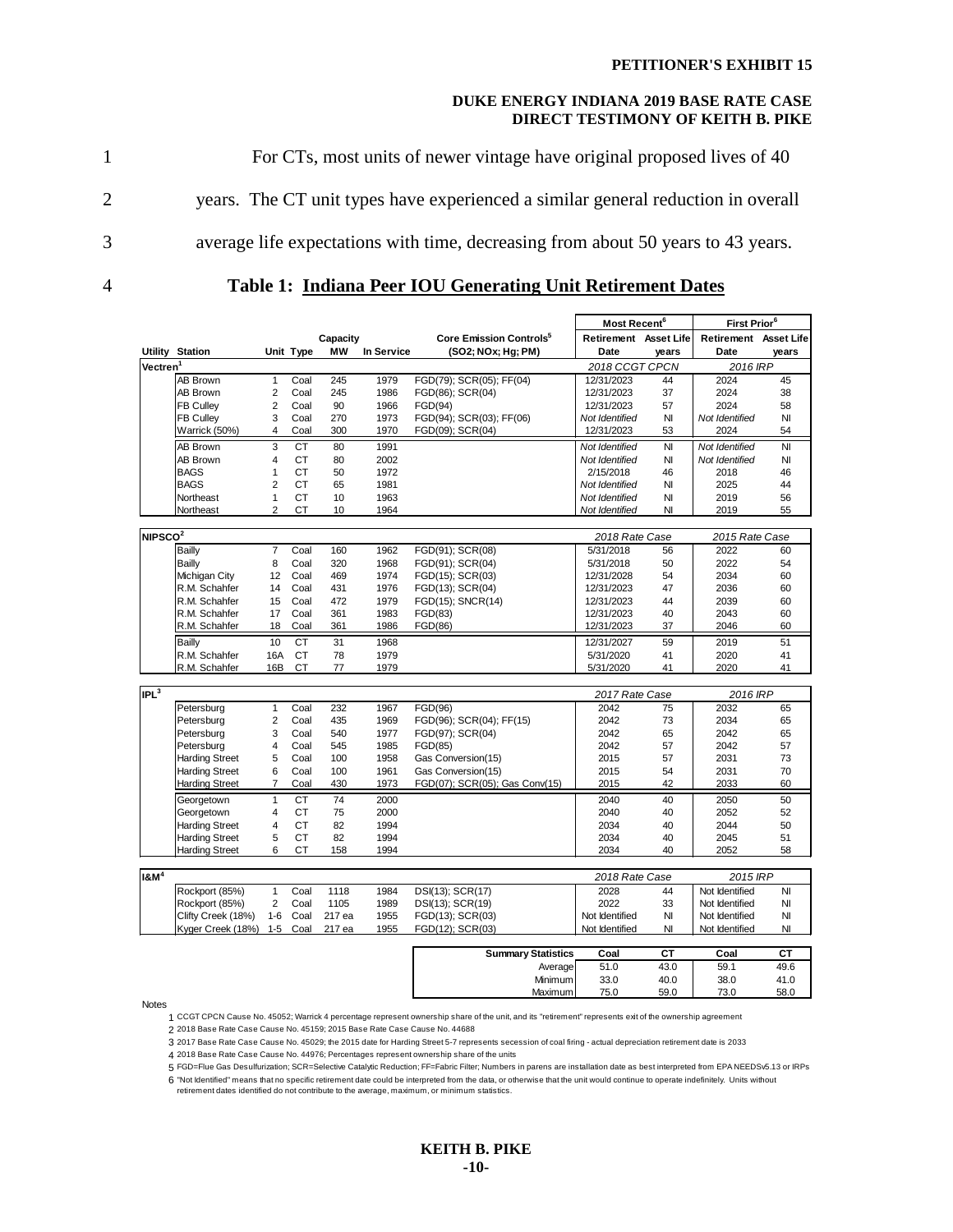For CTs, most units of newer vintage have original proposed lives of 40 years. The CT unit types have experienced a similar general reduction in overall average life expectations with time, decreasing from about 50 years to 43 years.

## Table 1: Indiana Peer IOU Generating Unit Retirement Dates

| Utility | Station | Unit | Type | Capacity MW | In Service | Core Emission Controls[5] (SO2; NOx; Hg; PM) | Most Recent[6] Retirement Date | Most Recent[6] Asset Life years | First Prior[6] Retirement Date | First Prior[6] Asset Life years |
|---|---|---|---|---|---|---|---|---|---|---|
| Vectren[1] | | | | | | | 2018 CCGT CPCN | | 2016 IRP | |
| | AB Brown | 1 | Coal | 245 | 1979 | FGD(79); SCR(05); FF(04) | 12/31/2023 | 44 | 2024 | 45 |
| | AB Brown | 2 | Coal | 245 | 1986 | FGD(86); SCR(04) | 12/31/2023 | 37 | 2024 | 38 |
| | FB Culley | 2 | Coal | 90 | 1966 | FGD(94) | 12/31/2023 | 57 | 2024 | 58 |
| | FB Culley | 3 | Coal | 270 | 1973 | FGD(94); SCR(03); FF(06) | Not Identified | NI | Not Identified | NI |
| | Warrick (50%) | 4 | Coal | 300 | 1970 | FGD(09); SCR(04) | 12/31/2023 | 53 | 2024 | 54 |
| | AB Brown | 3 | CT | 80 | 1991 | | Not Identified | NI | Not Identified | NI |
| | AB Brown | 4 | CT | 80 | 2002 | | Not Identified | NI | Not Identified | NI |
| | BAGS | 1 | CT | 50 | 1972 | | 2/15/2018 | 46 | 2018 | 46 |
| | BAGS | 2 | CT | 65 | 1981 | | Not Identified | NI | 2025 | 44 |
| | Northeast | 1 | CT | 10 | 1963 | | Not Identified | NI | 2019 | 56 |
| | Northeast | 2 | CT | 10 | 1964 | | Not Identified | NI | 2019 | 55 |
| NIPSCO[2] | | | | | | | 2018 Rate Case | | 2015 Rate Case | |
| | Bailly | 7 | Coal | 160 | 1962 | FGD(91); SCR(08) | 5/31/2018 | 56 | 2022 | 60 |
| | Bailly | 8 | Coal | 320 | 1968 | FGD(91); SCR(04) | 5/31/2018 | 50 | 2022 | 54 |
| | Michigan City | 12 | Coal | 469 | 1974 | FGD(15); SCR(03) | 12/31/2028 | 54 | 2034 | 60 |
| | R.M. Schahfer | 14 | Coal | 431 | 1976 | FGD(13); SCR(04) | 12/31/2023 | 47 | 2036 | 60 |
| | R.M. Schahfer | 15 | Coal | 472 | 1979 | FGD(15); SNCR(14) | 12/31/2023 | 44 | 2039 | 60 |
| | R.M. Schahfer | 17 | Coal | 361 | 1983 | FGD(83) | 12/31/2023 | 40 | 2043 | 60 |
| | R.M. Schahfer | 18 | Coal | 361 | 1986 | FGD(86) | 12/31/2023 | 37 | 2046 | 60 |
| | Bailly | 10 | CT | 31 | 1968 | | 12/31/2027 | 59 | 2019 | 51 |
| | R.M. Schahfer | 16A | CT | 78 | 1979 | | 5/31/2020 | 41 | 2020 | 41 |
| | R.M. Schahfer | 16B | CT | 77 | 1979 | | 5/31/2020 | 41 | 2020 | 41 |
| IPL[3] | | | | | | | 2017 Rate Case | | 2016 IRP | |
| | Petersburg | 1 | Coal | 232 | 1967 | FGD(96) | 2042 | 75 | 2032 | 65 |
| | Petersburg | 2 | Coal | 435 | 1969 | FGD(96); SCR(04); FF(15) | 2042 | 73 | 2034 | 65 |
| | Petersburg | 3 | Coal | 540 | 1977 | FGD(97); SCR(04) | 2042 | 65 | 2042 | 65 |
| | Petersburg | 4 | Coal | 545 | 1985 | FGD(85) | 2042 | 57 | 2042 | 57 |
| | Harding Street | 5 | Coal | 100 | 1958 | Gas Conversion(15) | 2015 | 57 | 2031 | 73 |
| | Harding Street | 6 | Coal | 100 | 1961 | Gas Conversion(15) | 2015 | 54 | 2031 | 70 |
| | Harding Street | 7 | Coal | 430 | 1973 | FGD(07); SCR(05); Gas Conv(15) | 2015 | 42 | 2033 | 60 |
| | Georgetown | 1 | CT | 74 | 2000 | | 2040 | 40 | 2050 | 50 |
| | Georgetown | 4 | CT | 75 | 2000 | | 2040 | 40 | 2052 | 52 |
| | Harding Street | 4 | CT | 82 | 1994 | | 2034 | 40 | 2044 | 50 |
| | Harding Street | 5 | CT | 82 | 1994 | | 2034 | 40 | 2045 | 51 |
| | Harding Street | 6 | CT | 158 | 1994 | | 2034 | 40 | 2052 | 58 |
| I&M[4] | | | | | | | 2018 Rate Case | | 2015 IRP | |
| | Rockport (85%) | 1 | Coal | 1118 | 1984 | DSI(13); SCR(17) | 2028 | 44 | Not Identified | NI |
| | Rockport (85%) | 2 | Coal | 1105 | 1989 | DSI(13); SCR(19) | 2022 | 33 | Not Identified | NI |
| | Clifty Creek (18%) | 1-6 | Coal | 217 ea | 1955 | FGD(13); SCR(03) | Not Identified | NI | Not Identified | NI |
| | Kyger Creek (18%) | 1-5 | Coal | 217 ea | 1955 | FGD(12); SCR(03) | Not Identified | NI | Not Identified | NI |

| Summary Statistics | Coal | CT | Coal | CT |
|---|---|---|---|---|
| Average | 51.0 | 43.0 | 59.1 | 49.6 |
| Minimum | 33.0 | 40.0 | 38.0 | 41.0 |
| Maximum | 75.0 | 59.0 | 73.0 | 58.0 |

Notes

1 CCGT CPCN Cause No. 45052; Warrick 4 percentage represent ownership share of the unit, and its "retirement" represents exit of the ownership agreement

2 2018 Base Rate Case Cause No. 45159; 2015 Base Rate Case Cause No. 44688

3 2017 Base Rate Case Cause No. 45029; the 2015 date for Harding Street 5-7 represents secession of coal firing - actual depreciation retirement date is 2033

4 2018 Base Rate Case Cause No. 44976; Percentages represent ownership share of the units

5 FGD=Flue Gas Desulfurization; SCR=Selective Catalytic Reduction; FF=Fabric Filter; Numbers in parens are installation date as best interpreted from EPA NEEDSv5.13 or IRPs

6 "Not Identified" means that no specific retirement date could be interpreted from the data, or otherwise that the unit would continue to operate indefinitely. Units without retirement dates identified do not contribute to the average, maximum, or minimum statistics.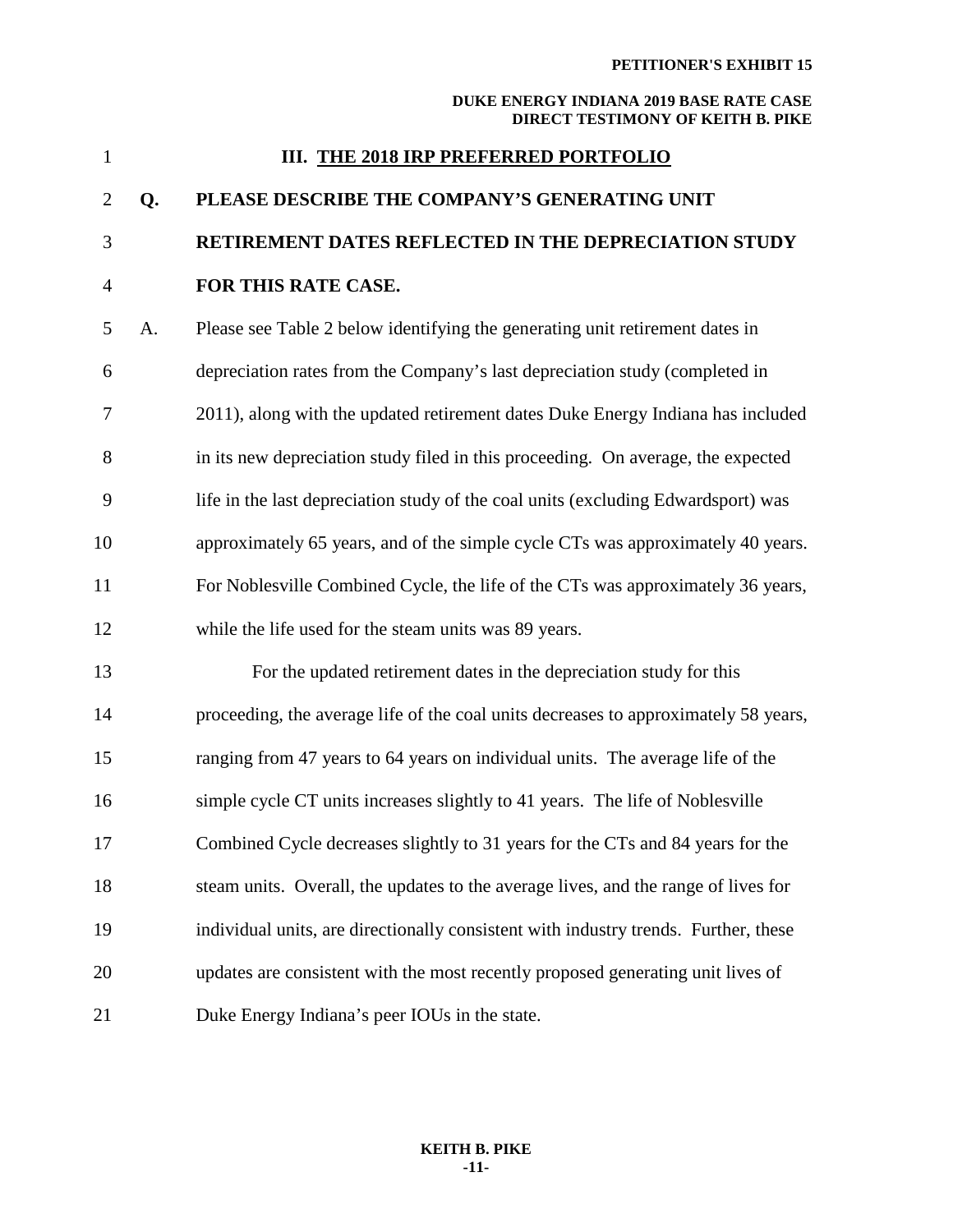## III. THE 2018 IRP PREFERRED PORTFOLIO

**Q. PLEASE DESCRIBE THE COMPANY'S GENERATING UNIT RETIREMENT DATES REFLECTED IN THE DEPRECIATION STUDY FOR THIS RATE CASE.**

A. Please see Table 2 below identifying the generating unit retirement dates in depreciation rates from the Company's last depreciation study (completed in 2011), along with the updated retirement dates Duke Energy Indiana has included in its new depreciation study filed in this proceeding. On average, the expected life in the last depreciation study of the coal units (excluding Edwardsport) was approximately 65 years, and of the simple cycle CTs was approximately 40 years. For Noblesville Combined Cycle, the life of the CTs was approximately 36 years, while the life used for the steam units was 89 years.

For the updated retirement dates in the depreciation study for this proceeding, the average life of the coal units decreases to approximately 58 years, ranging from 47 years to 64 years on individual units. The average life of the simple cycle CT units increases slightly to 41 years. The life of Noblesville Combined Cycle decreases slightly to 31 years for the CTs and 84 years for the steam units. Overall, the updates to the average lives, and the range of lives for individual units, are directionally consistent with industry trends. Further, these updates are consistent with the most recently proposed generating unit lives of Duke Energy Indiana's peer IOUs in the state.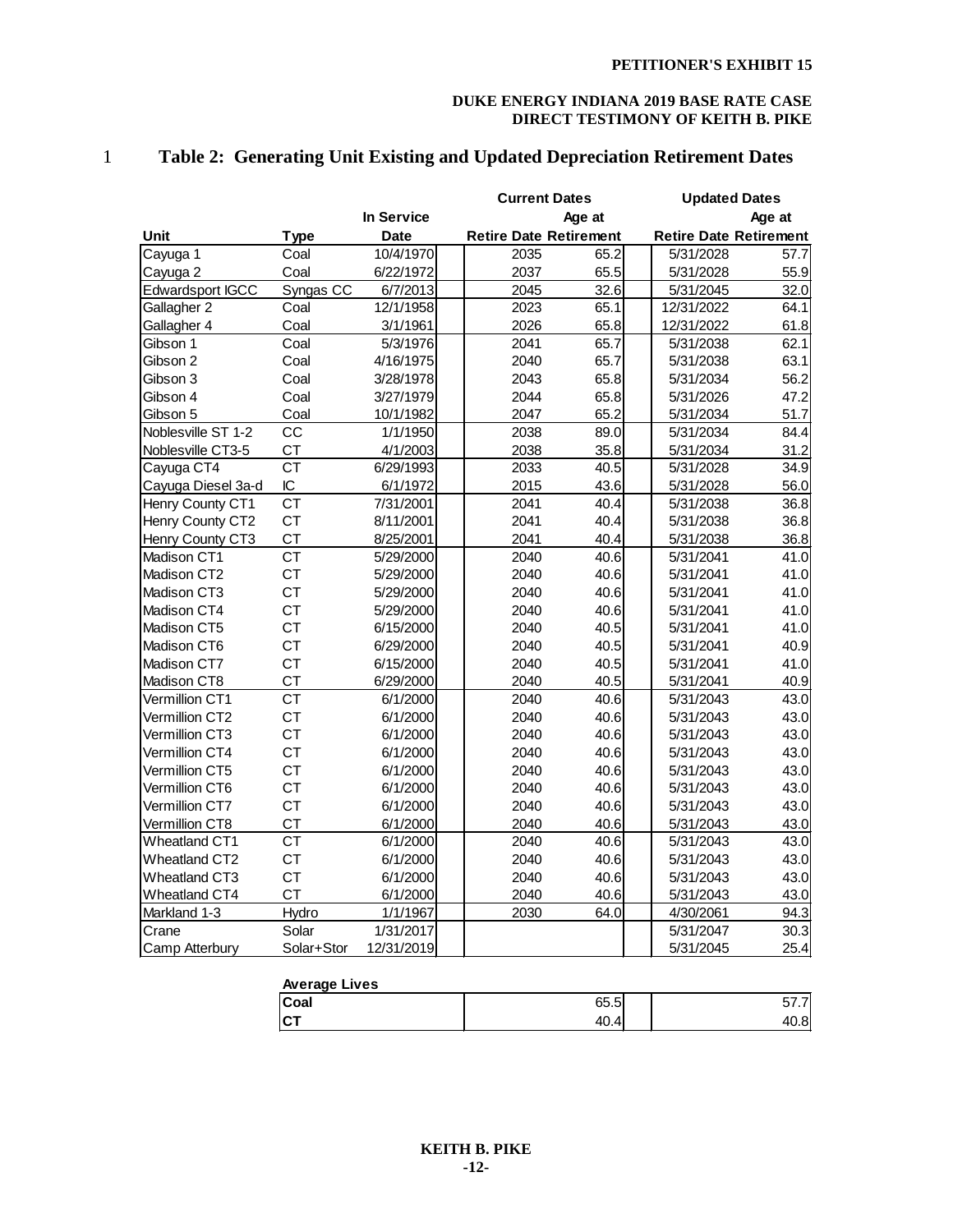PETITIONER'S EXHIBIT 15

DUKE ENERGY INDIANA 2019 BASE RATE CASE
DIRECT TESTIMONY OF KEITH B. PIKE

1 **Table 2: Generating Unit Existing and Updated Depreciation Retirement Dates**

| | | | Current Dates | | Updated Dates | |
|---|---|---|---|---|---|---|
| | | In Service | | Age at | | Age at |
| Unit | Type | Date | Retire Date | Retirement | Retire Date | Retirement |
| Cayuga 1 | Coal | 10/4/1970 | 2035 | 65.2 | 5/31/2028 | 57.7 |
| Cayuga 2 | Coal | 6/22/1972 | 2037 | 65.5 | 5/31/2028 | 55.9 |
| Edwardsport IGCC | Syngas CC | 6/7/2013 | 2045 | 32.6 | 5/31/2045 | 32.0 |
| Gallagher 2 | Coal | 12/1/1958 | 2023 | 65.1 | 12/31/2022 | 64.1 |
| Gallagher 4 | Coal | 3/1/1961 | 2026 | 65.8 | 12/31/2022 | 61.8 |
| Gibson 1 | Coal | 5/3/1976 | 2041 | 65.7 | 5/31/2038 | 62.1 |
| Gibson 2 | Coal | 4/16/1975 | 2040 | 65.7 | 5/31/2038 | 63.1 |
| Gibson 3 | Coal | 3/28/1978 | 2043 | 65.8 | 5/31/2034 | 56.2 |
| Gibson 4 | Coal | 3/27/1979 | 2044 | 65.8 | 5/31/2026 | 47.2 |
| Gibson 5 | Coal | 10/1/1982 | 2047 | 65.2 | 5/31/2034 | 51.7 |
| Noblesville ST 1-2 | CC | 1/1/1950 | 2038 | 89.0 | 5/31/2034 | 84.4 |
| Noblesville CT3-5 | CT | 4/1/2003 | 2038 | 35.8 | 5/31/2034 | 31.2 |
| Cayuga CT4 | CT | 6/29/1993 | 2033 | 40.5 | 5/31/2028 | 34.9 |
| Cayuga Diesel 3a-d | IC | 6/1/1972 | 2015 | 43.6 | 5/31/2028 | 56.0 |
| Henry County CT1 | CT | 7/31/2001 | 2041 | 40.4 | 5/31/2038 | 36.8 |
| Henry County CT2 | CT | 8/11/2001 | 2041 | 40.4 | 5/31/2038 | 36.8 |
| Henry County CT3 | CT | 8/25/2001 | 2041 | 40.4 | 5/31/2038 | 36.8 |
| Madison CT1 | CT | 5/29/2000 | 2040 | 40.6 | 5/31/2041 | 41.0 |
| Madison CT2 | CT | 5/29/2000 | 2040 | 40.6 | 5/31/2041 | 41.0 |
| Madison CT3 | CT | 5/29/2000 | 2040 | 40.6 | 5/31/2041 | 41.0 |
| Madison CT4 | CT | 5/29/2000 | 2040 | 40.6 | 5/31/2041 | 41.0 |
| Madison CT5 | CT | 6/15/2000 | 2040 | 40.5 | 5/31/2041 | 41.0 |
| Madison CT6 | CT | 6/29/2000 | 2040 | 40.5 | 5/31/2041 | 40.9 |
| Madison CT7 | CT | 6/15/2000 | 2040 | 40.5 | 5/31/2041 | 41.0 |
| Madison CT8 | CT | 6/29/2000 | 2040 | 40.5 | 5/31/2041 | 40.9 |
| Vermillion CT1 | CT | 6/1/2000 | 2040 | 40.6 | 5/31/2043 | 43.0 |
| Vermillion CT2 | CT | 6/1/2000 | 2040 | 40.6 | 5/31/2043 | 43.0 |
| Vermillion CT3 | CT | 6/1/2000 | 2040 | 40.6 | 5/31/2043 | 43.0 |
| Vermillion CT4 | CT | 6/1/2000 | 2040 | 40.6 | 5/31/2043 | 43.0 |
| Vermillion CT5 | CT | 6/1/2000 | 2040 | 40.6 | 5/31/2043 | 43.0 |
| Vermillion CT6 | CT | 6/1/2000 | 2040 | 40.6 | 5/31/2043 | 43.0 |
| Vermillion CT7 | CT | 6/1/2000 | 2040 | 40.6 | 5/31/2043 | 43.0 |
| Vermillion CT8 | CT | 6/1/2000 | 2040 | 40.6 | 5/31/2043 | 43.0 |
| Wheatland CT1 | CT | 6/1/2000 | 2040 | 40.6 | 5/31/2043 | 43.0 |
| Wheatland CT2 | CT | 6/1/2000 | 2040 | 40.6 | 5/31/2043 | 43.0 |
| Wheatland CT3 | CT | 6/1/2000 | 2040 | 40.6 | 5/31/2043 | 43.0 |
| Wheatland CT4 | CT | 6/1/2000 | 2040 | 40.6 | 5/31/2043 | 43.0 |
| Markland 1-3 | Hydro | 1/1/1967 | 2030 | 64.0 | 4/30/2061 | 94.3 |
| Crane | Solar | 1/31/2017 | | | 5/31/2047 | 30.3 |
| Camp Atterbury | Solar+Stor | 12/31/2019 | | | 5/31/2045 | 25.4 |

| Average Lives | Current | Updated |
|---|---|---|
| Coal | 65.5 | 57.7 |
| CT | 40.4 | 40.8 |

KEITH B. PIKE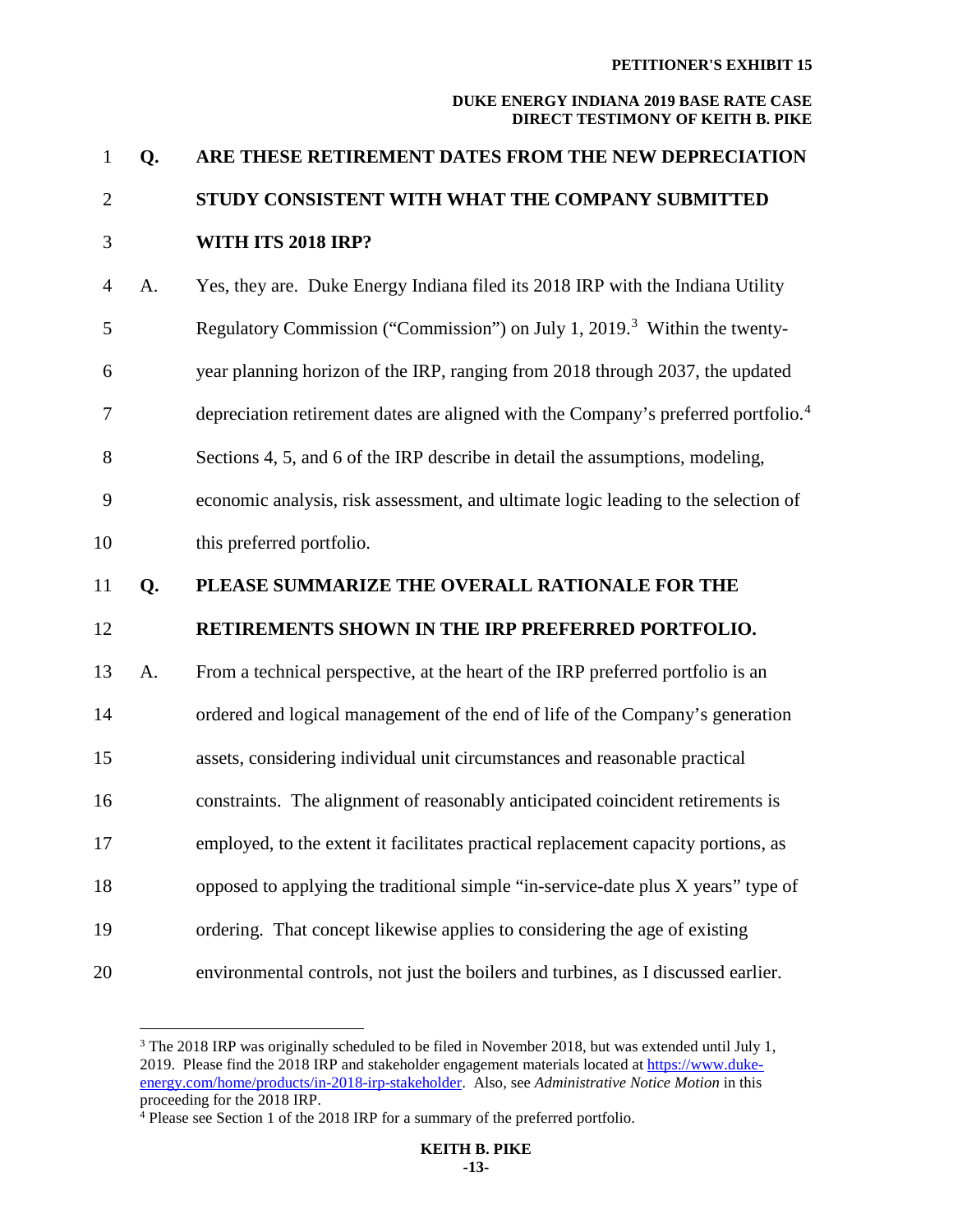**Q. ARE THESE RETIREMENT DATES FROM THE NEW DEPRECIATION STUDY CONSISTENT WITH WHAT THE COMPANY SUBMITTED WITH ITS 2018 IRP?**

A. Yes, they are. Duke Energy Indiana filed its 2018 IRP with the Indiana Utility Regulatory Commission ("Commission") on July 1, 2019.[3] Within the twenty-year planning horizon of the IRP, ranging from 2018 through 2037, the updated depreciation retirement dates are aligned with the Company's preferred portfolio.[4] Sections 4, 5, and 6 of the IRP describe in detail the assumptions, modeling, economic analysis, risk assessment, and ultimate logic leading to the selection of this preferred portfolio.

**Q. PLEASE SUMMARIZE THE OVERALL RATIONALE FOR THE RETIREMENTS SHOWN IN THE IRP PREFERRED PORTFOLIO.**

A. From a technical perspective, at the heart of the IRP preferred portfolio is an ordered and logical management of the end of life of the Company's generation assets, considering individual unit circumstances and reasonable practical constraints. The alignment of reasonably anticipated coincident retirements is employed, to the extent it facilitates practical replacement capacity portions, as opposed to applying the traditional simple "in-service-date plus X years" type of ordering. That concept likewise applies to considering the age of existing environmental controls, not just the boilers and turbines, as I discussed earlier.

---

[3] The 2018 IRP was originally scheduled to be filed in November 2018, but was extended until July 1, 2019. Please find the 2018 IRP and stakeholder engagement materials located at [https://www.duke-energy.com/home/products/in-2018-irp-stakeholder](https://www.duke-energy.com/home/products/in-2018-irp-stakeholder). Also, see *Administrative Notice Motion* in this proceeding for the 2018 IRP.

[4] Please see Section 1 of the 2018 IRP for a summary of the preferred portfolio.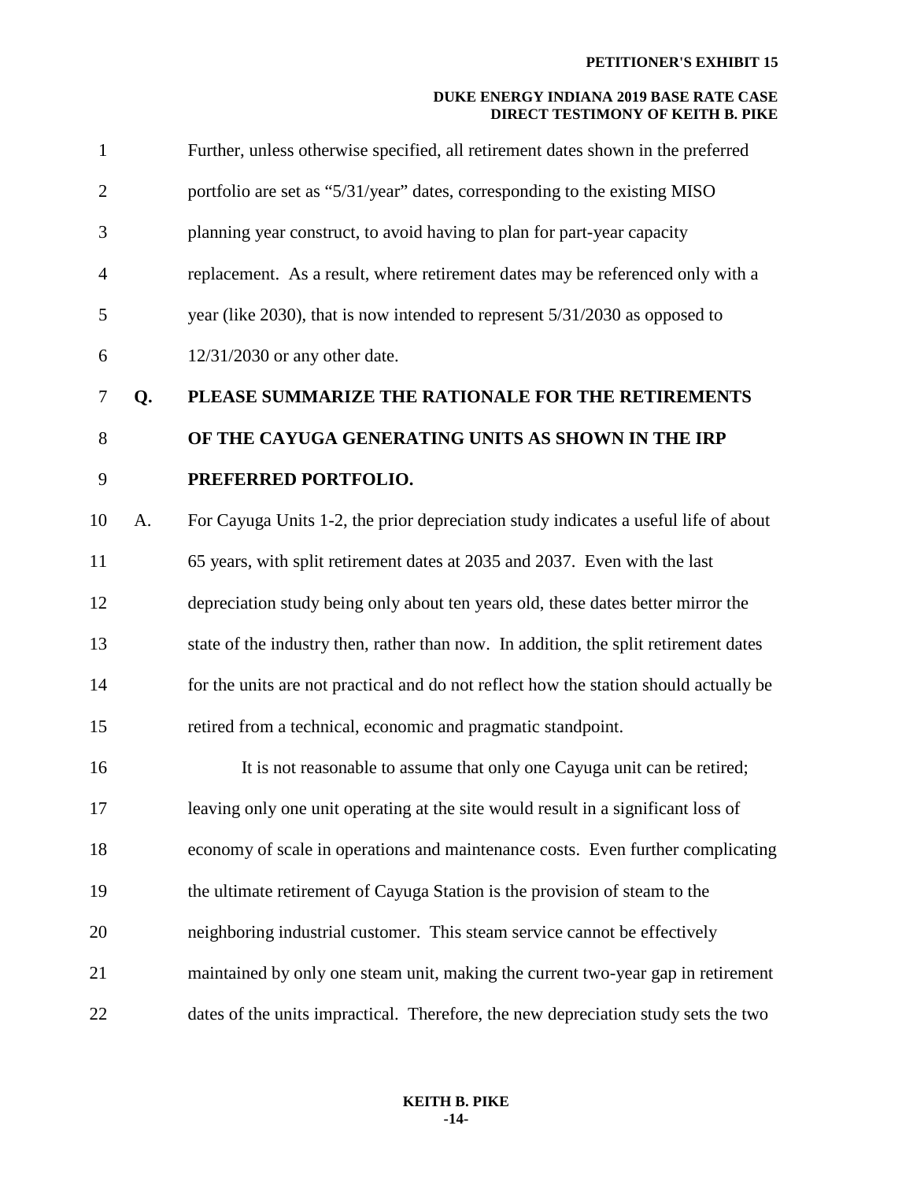Further, unless otherwise specified, all retirement dates shown in the preferred portfolio are set as "5/31/year" dates, corresponding to the existing MISO planning year construct, to avoid having to plan for part-year capacity replacement. As a result, where retirement dates may be referenced only with a year (like 2030), that is now intended to represent 5/31/2030 as opposed to 12/31/2030 or any other date.

**Q. PLEASE SUMMARIZE THE RATIONALE FOR THE RETIREMENTS OF THE CAYUGA GENERATING UNITS AS SHOWN IN THE IRP PREFERRED PORTFOLIO.**

A. For Cayuga Units 1-2, the prior depreciation study indicates a useful life of about 65 years, with split retirement dates at 2035 and 2037. Even with the last depreciation study being only about ten years old, these dates better mirror the state of the industry then, rather than now. In addition, the split retirement dates for the units are not practical and do not reflect how the station should actually be retired from a technical, economic and pragmatic standpoint.

It is not reasonable to assume that only one Cayuga unit can be retired; leaving only one unit operating at the site would result in a significant loss of economy of scale in operations and maintenance costs. Even further complicating the ultimate retirement of Cayuga Station is the provision of steam to the neighboring industrial customer. This steam service cannot be effectively maintained by only one steam unit, making the current two-year gap in retirement dates of the units impractical. Therefore, the new depreciation study sets the two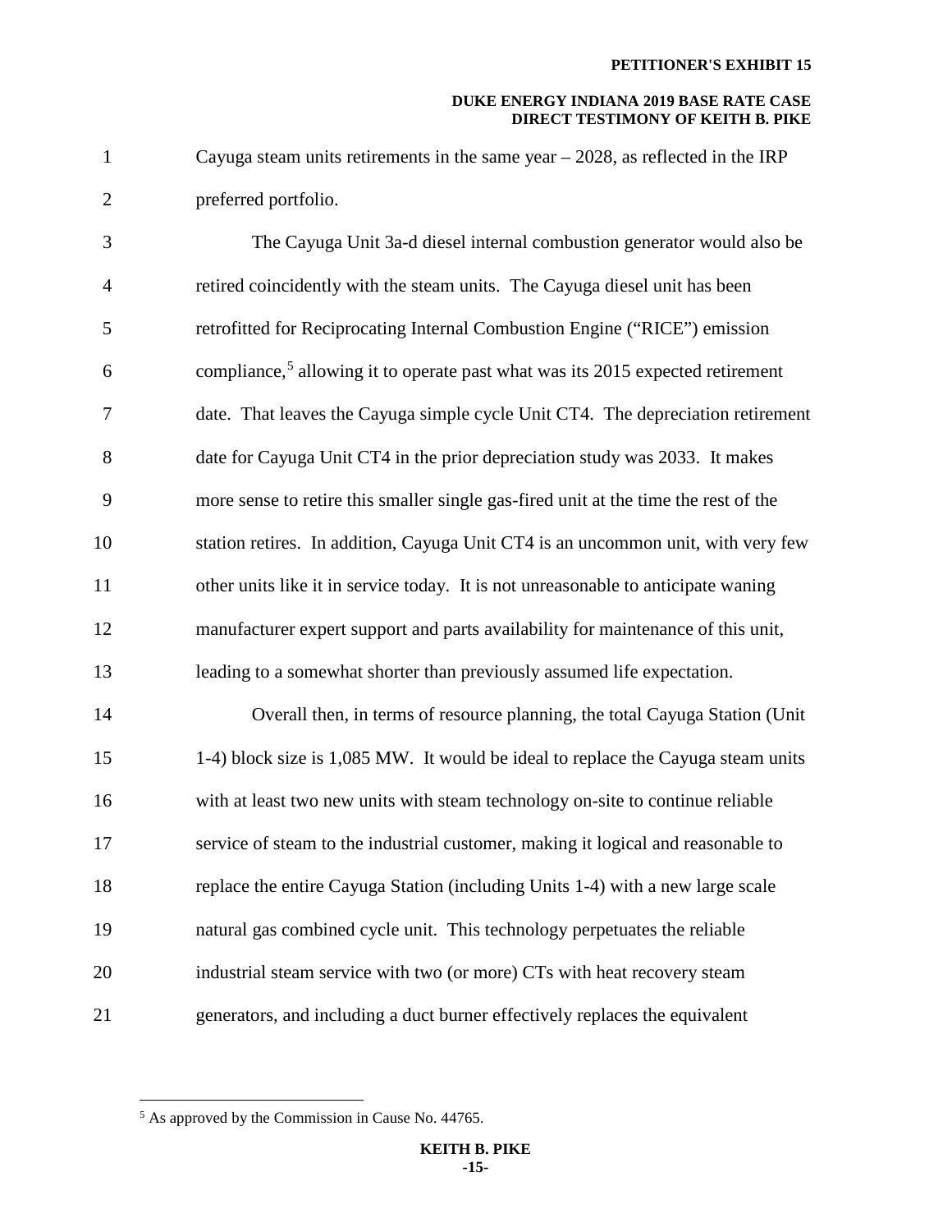Cayuga steam units retirements in the same year – 2028, as reflected in the IRP preferred portfolio.

The Cayuga Unit 3a-d diesel internal combustion generator would also be retired coincidently with the steam units. The Cayuga diesel unit has been retrofitted for Reciprocating Internal Combustion Engine ("RICE") emission compliance,[5] allowing it to operate past what was its 2015 expected retirement date. That leaves the Cayuga simple cycle Unit CT4. The depreciation retirement date for Cayuga Unit CT4 in the prior depreciation study was 2033. It makes more sense to retire this smaller single gas-fired unit at the time the rest of the station retires. In addition, Cayuga Unit CT4 is an uncommon unit, with very few other units like it in service today. It is not unreasonable to anticipate waning manufacturer expert support and parts availability for maintenance of this unit, leading to a somewhat shorter than previously assumed life expectation.

Overall then, in terms of resource planning, the total Cayuga Station (Unit 1-4) block size is 1,085 MW. It would be ideal to replace the Cayuga steam units with at least two new units with steam technology on-site to continue reliable service of steam to the industrial customer, making it logical and reasonable to replace the entire Cayuga Station (including Units 1-4) with a new large scale natural gas combined cycle unit. This technology perpetuates the reliable industrial steam service with two (or more) CTs with heat recovery steam generators, and including a duct burner effectively replaces the equivalent

[5] As approved by the Commission in Cause No. 44765.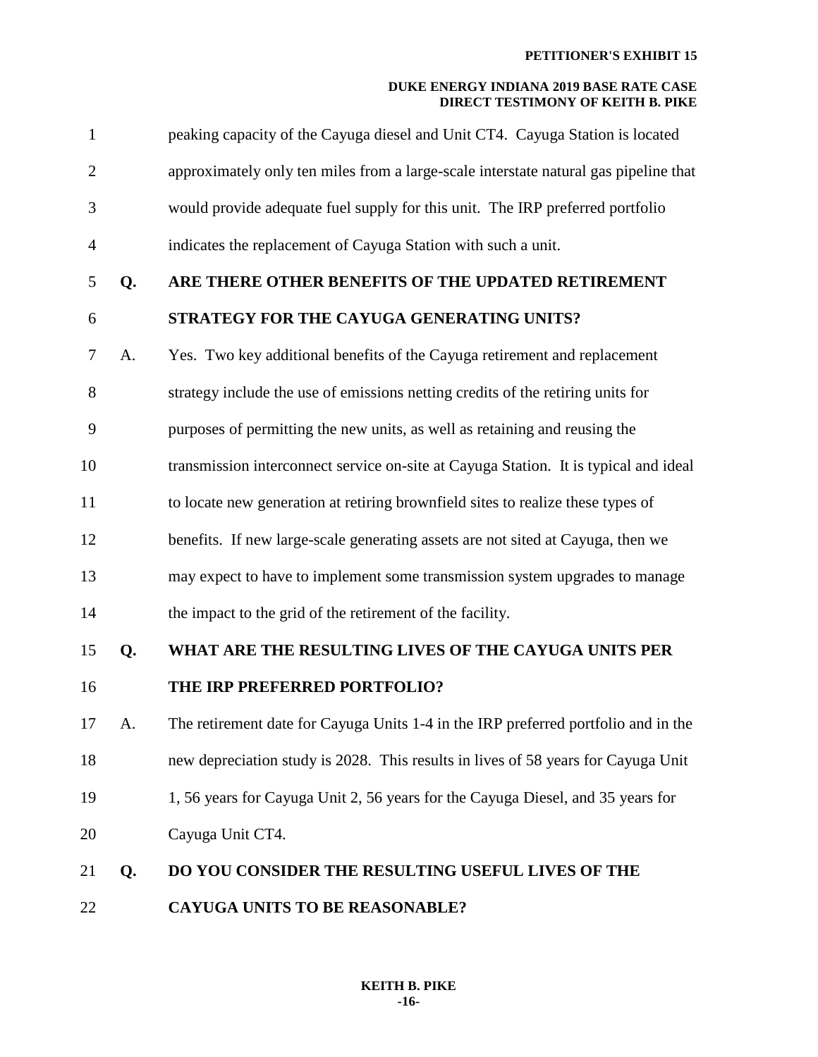peaking capacity of the Cayuga diesel and Unit CT4. Cayuga Station is located approximately only ten miles from a large-scale interstate natural gas pipeline that would provide adequate fuel supply for this unit. The IRP preferred portfolio indicates the replacement of Cayuga Station with such a unit.

**Q. ARE THERE OTHER BENEFITS OF THE UPDATED RETIREMENT STRATEGY FOR THE CAYUGA GENERATING UNITS?**

A. Yes. Two key additional benefits of the Cayuga retirement and replacement strategy include the use of emissions netting credits of the retiring units for purposes of permitting the new units, as well as retaining and reusing the transmission interconnect service on-site at Cayuga Station. It is typical and ideal to locate new generation at retiring brownfield sites to realize these types of benefits. If new large-scale generating assets are not sited at Cayuga, then we may expect to have to implement some transmission system upgrades to manage the impact to the grid of the retirement of the facility.

**Q. WHAT ARE THE RESULTING LIVES OF THE CAYUGA UNITS PER THE IRP PREFERRED PORTFOLIO?**

A. The retirement date for Cayuga Units 1-4 in the IRP preferred portfolio and in the new depreciation study is 2028. This results in lives of 58 years for Cayuga Unit 1, 56 years for Cayuga Unit 2, 56 years for the Cayuga Diesel, and 35 years for Cayuga Unit CT4.

**Q. DO YOU CONSIDER THE RESULTING USEFUL LIVES OF THE CAYUGA UNITS TO BE REASONABLE?**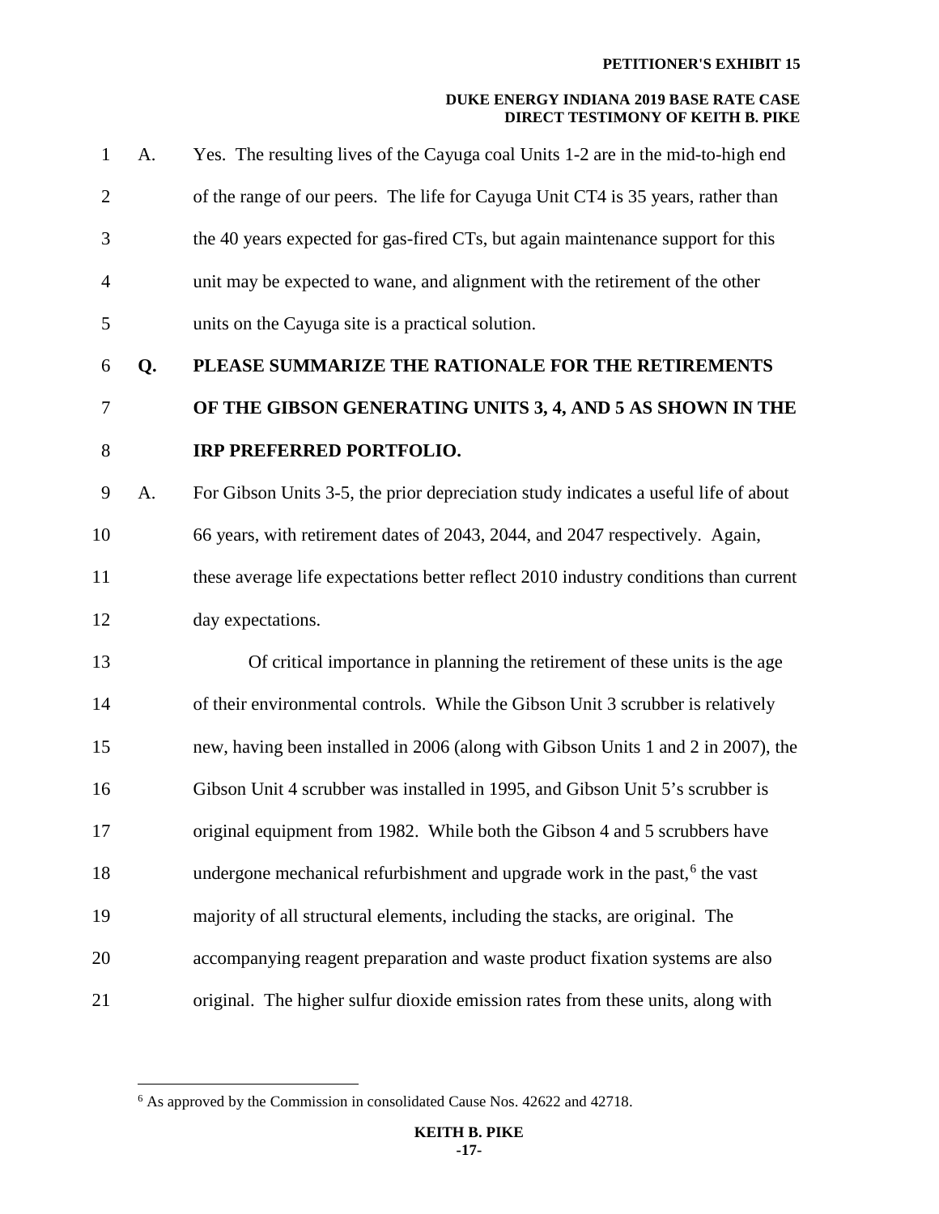A. Yes. The resulting lives of the Cayuga coal Units 1-2 are in the mid-to-high end of the range of our peers. The life for Cayuga Unit CT4 is 35 years, rather than the 40 years expected for gas-fired CTs, but again maintenance support for this unit may be expected to wane, and alignment with the retirement of the other units on the Cayuga site is a practical solution.

**Q. PLEASE SUMMARIZE THE RATIONALE FOR THE RETIREMENTS OF THE GIBSON GENERATING UNITS 3, 4, AND 5 AS SHOWN IN THE IRP PREFERRED PORTFOLIO.**

A. For Gibson Units 3-5, the prior depreciation study indicates a useful life of about 66 years, with retirement dates of 2043, 2044, and 2047 respectively. Again, these average life expectations better reflect 2010 industry conditions than current day expectations.

Of critical importance in planning the retirement of these units is the age of their environmental controls. While the Gibson Unit 3 scrubber is relatively new, having been installed in 2006 (along with Gibson Units 1 and 2 in 2007), the Gibson Unit 4 scrubber was installed in 1995, and Gibson Unit 5's scrubber is original equipment from 1982. While both the Gibson 4 and 5 scrubbers have undergone mechanical refurbishment and upgrade work in the past,[6] the vast majority of all structural elements, including the stacks, are original. The accompanying reagent preparation and waste product fixation systems are also original. The higher sulfur dioxide emission rates from these units, along with

[6] As approved by the Commission in consolidated Cause Nos. 42622 and 42718.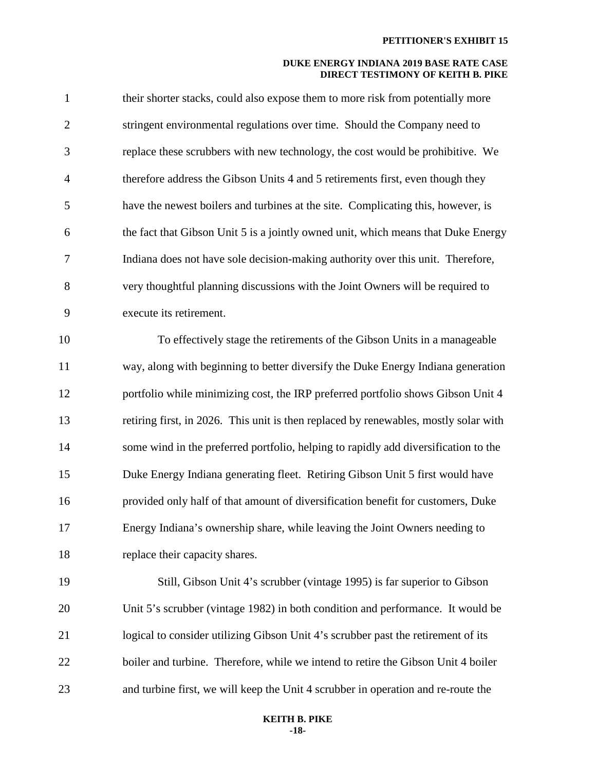their shorter stacks, could also expose them to more risk from potentially more stringent environmental regulations over time. Should the Company need to replace these scrubbers with new technology, the cost would be prohibitive. We therefore address the Gibson Units 4 and 5 retirements first, even though they have the newest boilers and turbines at the site. Complicating this, however, is the fact that Gibson Unit 5 is a jointly owned unit, which means that Duke Energy Indiana does not have sole decision-making authority over this unit. Therefore, very thoughtful planning discussions with the Joint Owners will be required to execute its retirement.

To effectively stage the retirements of the Gibson Units in a manageable way, along with beginning to better diversify the Duke Energy Indiana generation portfolio while minimizing cost, the IRP preferred portfolio shows Gibson Unit 4 retiring first, in 2026. This unit is then replaced by renewables, mostly solar with some wind in the preferred portfolio, helping to rapidly add diversification to the Duke Energy Indiana generating fleet. Retiring Gibson Unit 5 first would have provided only half of that amount of diversification benefit for customers, Duke Energy Indiana's ownership share, while leaving the Joint Owners needing to replace their capacity shares.

Still, Gibson Unit 4's scrubber (vintage 1995) is far superior to Gibson Unit 5's scrubber (vintage 1982) in both condition and performance. It would be logical to consider utilizing Gibson Unit 4's scrubber past the retirement of its boiler and turbine. Therefore, while we intend to retire the Gibson Unit 4 boiler and turbine first, we will keep the Unit 4 scrubber in operation and re-route the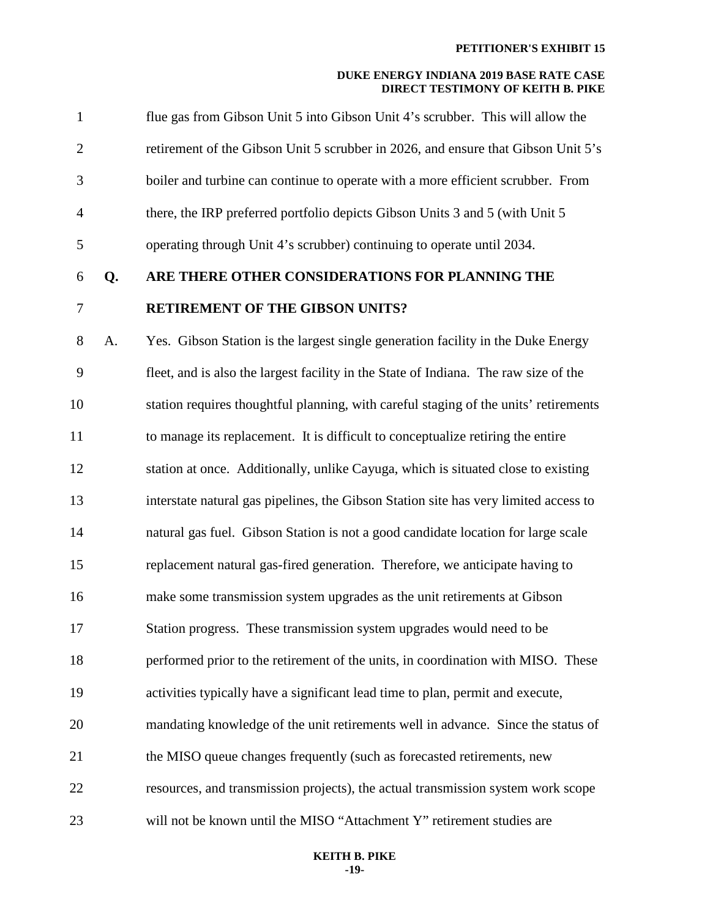flue gas from Gibson Unit 5 into Gibson Unit 4's scrubber. This will allow the retirement of the Gibson Unit 5 scrubber in 2026, and ensure that Gibson Unit 5's boiler and turbine can continue to operate with a more efficient scrubber. From there, the IRP preferred portfolio depicts Gibson Units 3 and 5 (with Unit 5 operating through Unit 4's scrubber) continuing to operate until 2034.

**Q. ARE THERE OTHER CONSIDERATIONS FOR PLANNING THE RETIREMENT OF THE GIBSON UNITS?**

A. Yes. Gibson Station is the largest single generation facility in the Duke Energy fleet, and is also the largest facility in the State of Indiana. The raw size of the station requires thoughtful planning, with careful staging of the units' retirements to manage its replacement. It is difficult to conceptualize retiring the entire station at once. Additionally, unlike Cayuga, which is situated close to existing interstate natural gas pipelines, the Gibson Station site has very limited access to natural gas fuel. Gibson Station is not a good candidate location for large scale replacement natural gas-fired generation. Therefore, we anticipate having to make some transmission system upgrades as the unit retirements at Gibson Station progress. These transmission system upgrades would need to be performed prior to the retirement of the units, in coordination with MISO. These activities typically have a significant lead time to plan, permit and execute, mandating knowledge of the unit retirements well in advance. Since the status of the MISO queue changes frequently (such as forecasted retirements, new resources, and transmission projects), the actual transmission system work scope will not be known until the MISO "Attachment Y" retirement studies are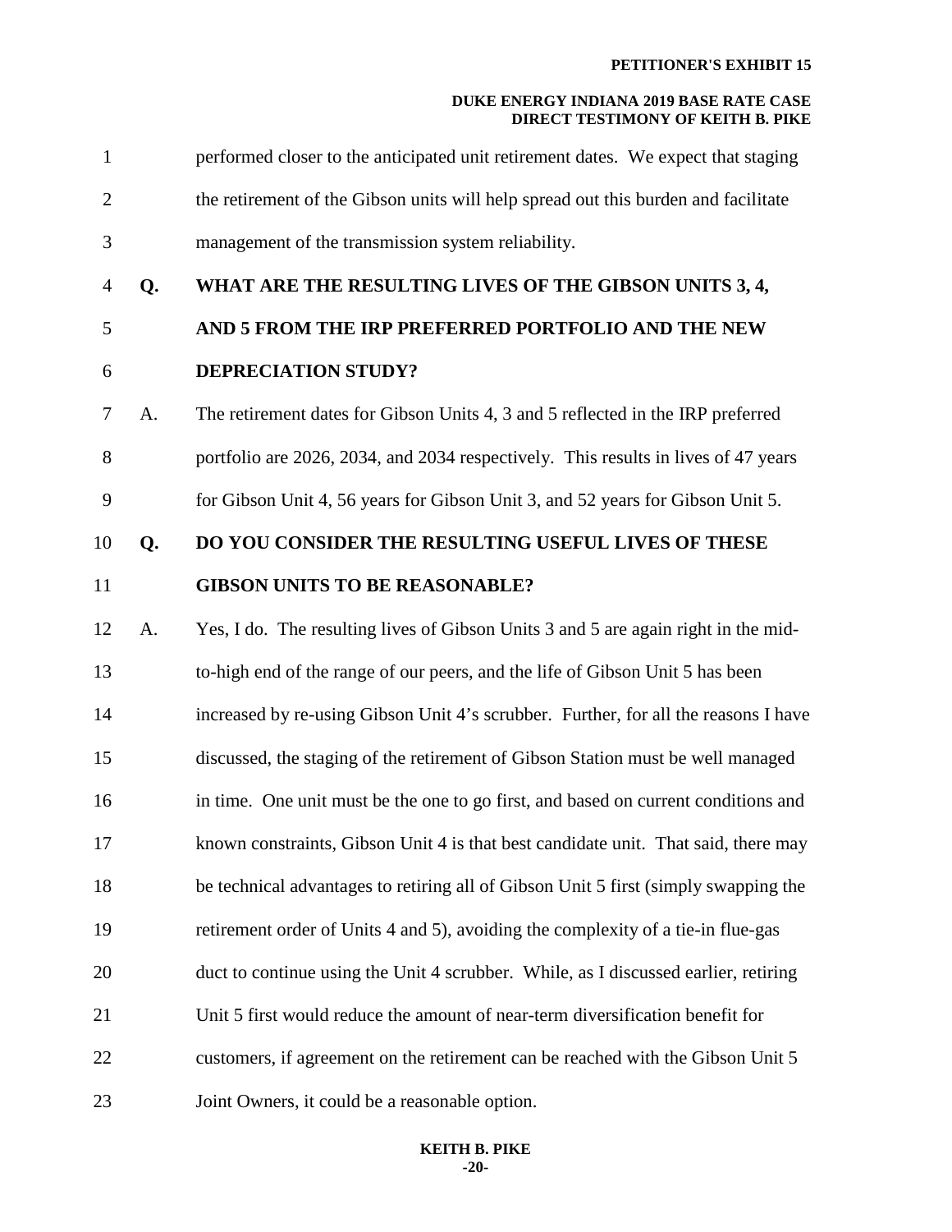performed closer to the anticipated unit retirement dates. We expect that staging the retirement of the Gibson units will help spread out this burden and facilitate management of the transmission system reliability.

**Q. WHAT ARE THE RESULTING LIVES OF THE GIBSON UNITS 3, 4, AND 5 FROM THE IRP PREFERRED PORTFOLIO AND THE NEW DEPRECIATION STUDY?**

A. The retirement dates for Gibson Units 4, 3 and 5 reflected in the IRP preferred portfolio are 2026, 2034, and 2034 respectively. This results in lives of 47 years for Gibson Unit 4, 56 years for Gibson Unit 3, and 52 years for Gibson Unit 5.

**Q. DO YOU CONSIDER THE RESULTING USEFUL LIVES OF THESE GIBSON UNITS TO BE REASONABLE?**

A. Yes, I do. The resulting lives of Gibson Units 3 and 5 are again right in the mid-to-high end of the range of our peers, and the life of Gibson Unit 5 has been increased by re-using Gibson Unit 4's scrubber. Further, for all the reasons I have discussed, the staging of the retirement of Gibson Station must be well managed in time. One unit must be the one to go first, and based on current conditions and known constraints, Gibson Unit 4 is that best candidate unit. That said, there may be technical advantages to retiring all of Gibson Unit 5 first (simply swapping the retirement order of Units 4 and 5), avoiding the complexity of a tie-in flue-gas duct to continue using the Unit 4 scrubber. While, as I discussed earlier, retiring Unit 5 first would reduce the amount of near-term diversification benefit for customers, if agreement on the retirement can be reached with the Gibson Unit 5 Joint Owners, it could be a reasonable option.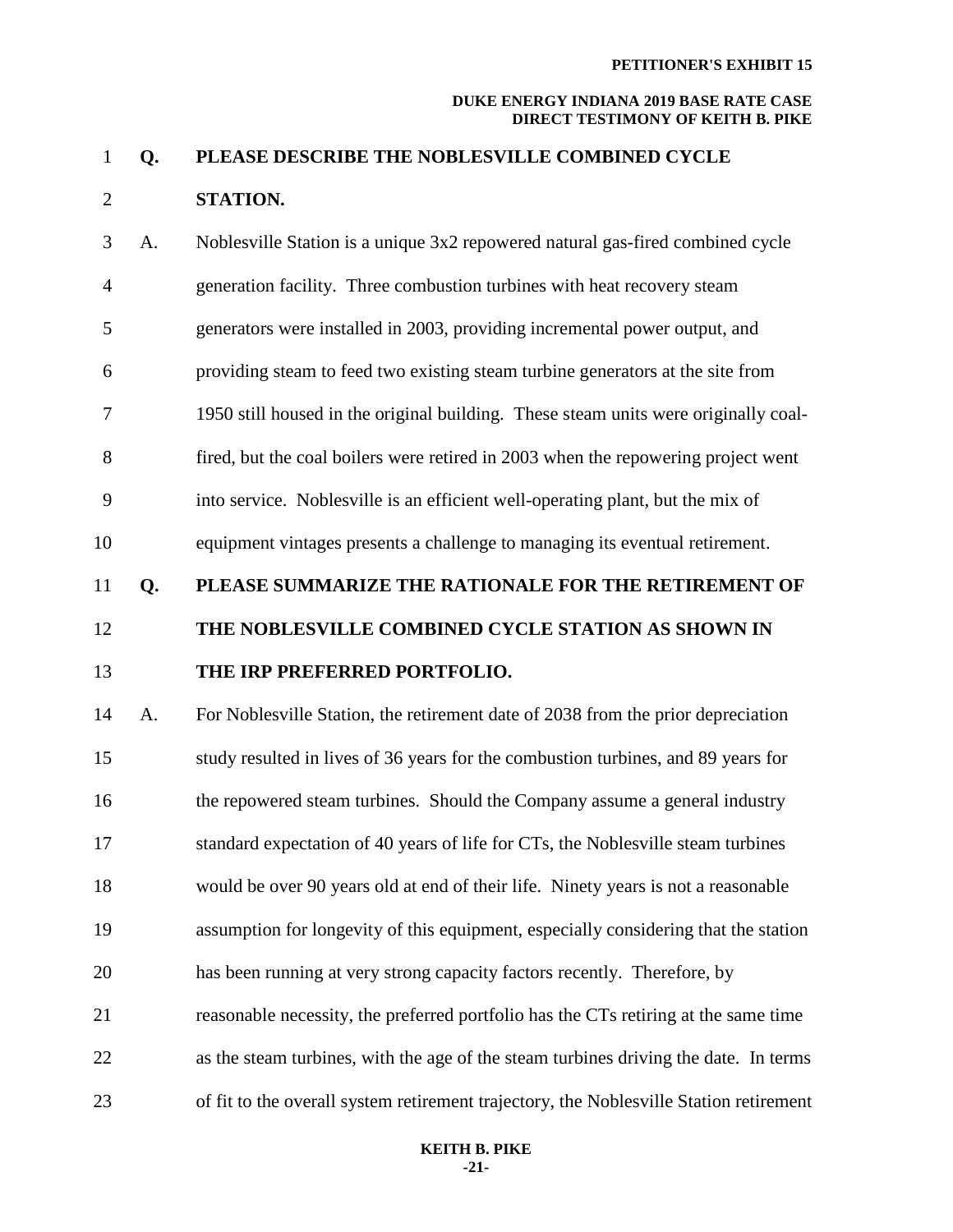**Q. PLEASE DESCRIBE THE NOBLESVILLE COMBINED CYCLE STATION.**

A. Noblesville Station is a unique 3x2 repowered natural gas-fired combined cycle generation facility. Three combustion turbines with heat recovery steam generators were installed in 2003, providing incremental power output, and providing steam to feed two existing steam turbine generators at the site from 1950 still housed in the original building. These steam units were originally coal-fired, but the coal boilers were retired in 2003 when the repowering project went into service. Noblesville is an efficient well-operating plant, but the mix of equipment vintages presents a challenge to managing its eventual retirement.

**Q. PLEASE SUMMARIZE THE RATIONALE FOR THE RETIREMENT OF THE NOBLESVILLE COMBINED CYCLE STATION AS SHOWN IN THE IRP PREFERRED PORTFOLIO.**

A. For Noblesville Station, the retirement date of 2038 from the prior depreciation study resulted in lives of 36 years for the combustion turbines, and 89 years for the repowered steam turbines. Should the Company assume a general industry standard expectation of 40 years of life for CTs, the Noblesville steam turbines would be over 90 years old at end of their life. Ninety years is not a reasonable assumption for longevity of this equipment, especially considering that the station has been running at very strong capacity factors recently. Therefore, by reasonable necessity, the preferred portfolio has the CTs retiring at the same time as the steam turbines, with the age of the steam turbines driving the date. In terms of fit to the overall system retirement trajectory, the Noblesville Station retirement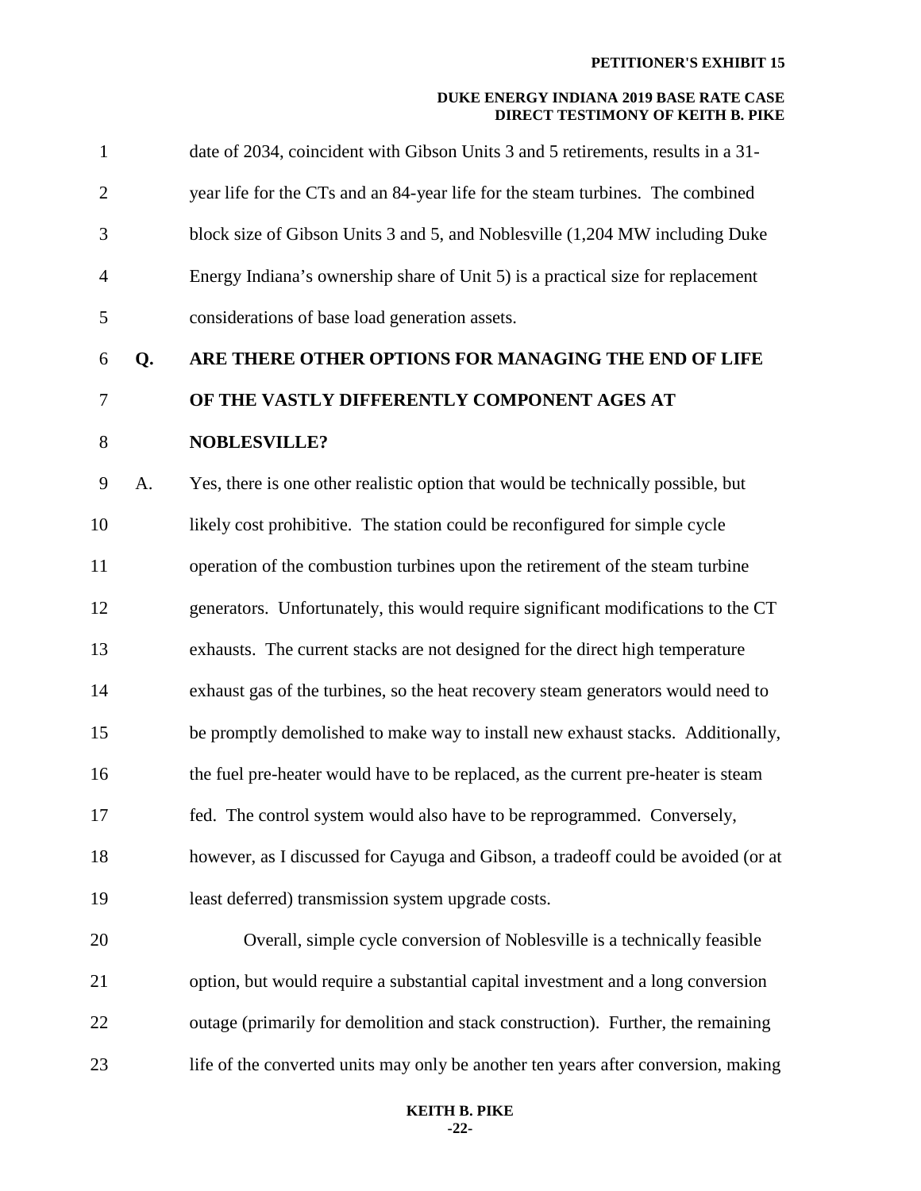date of 2034, coincident with Gibson Units 3 and 5 retirements, results in a 31-year life for the CTs and an 84-year life for the steam turbines. The combined block size of Gibson Units 3 and 5, and Noblesville (1,204 MW including Duke Energy Indiana's ownership share of Unit 5) is a practical size for replacement considerations of base load generation assets.

**Q. ARE THERE OTHER OPTIONS FOR MANAGING THE END OF LIFE OF THE VASTLY DIFFERENTLY COMPONENT AGES AT NOBLESVILLE?**

A. Yes, there is one other realistic option that would be technically possible, but likely cost prohibitive. The station could be reconfigured for simple cycle operation of the combustion turbines upon the retirement of the steam turbine generators. Unfortunately, this would require significant modifications to the CT exhausts. The current stacks are not designed for the direct high temperature exhaust gas of the turbines, so the heat recovery steam generators would need to be promptly demolished to make way to install new exhaust stacks. Additionally, the fuel pre-heater would have to be replaced, as the current pre-heater is steam fed. The control system would also have to be reprogrammed. Conversely, however, as I discussed for Cayuga and Gibson, a tradeoff could be avoided (or at least deferred) transmission system upgrade costs.

Overall, simple cycle conversion of Noblesville is a technically feasible option, but would require a substantial capital investment and a long conversion outage (primarily for demolition and stack construction). Further, the remaining life of the converted units may only be another ten years after conversion, making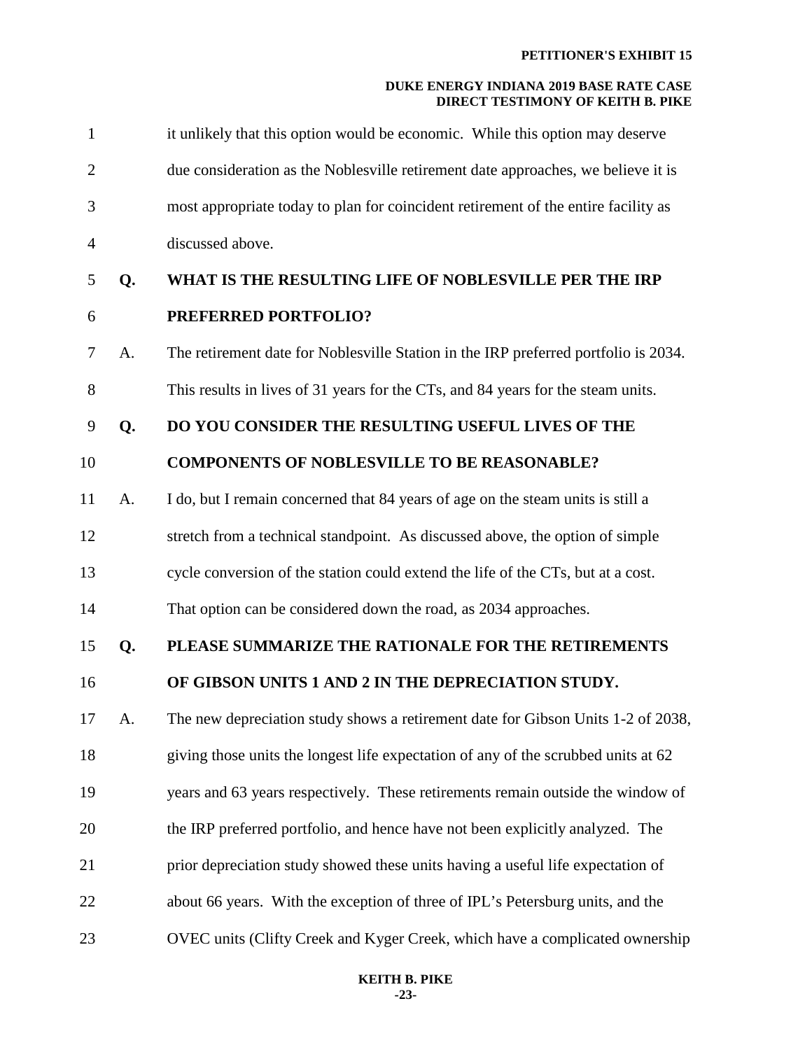it unlikely that this option would be economic. While this option may deserve due consideration as the Noblesville retirement date approaches, we believe it is most appropriate today to plan for coincident retirement of the entire facility as discussed above.

**Q. WHAT IS THE RESULTING LIFE OF NOBLESVILLE PER THE IRP PREFERRED PORTFOLIO?**

A. The retirement date for Noblesville Station in the IRP preferred portfolio is 2034. This results in lives of 31 years for the CTs, and 84 years for the steam units.

**Q. DO YOU CONSIDER THE RESULTING USEFUL LIVES OF THE COMPONENTS OF NOBLESVILLE TO BE REASONABLE?**

A. I do, but I remain concerned that 84 years of age on the steam units is still a stretch from a technical standpoint. As discussed above, the option of simple cycle conversion of the station could extend the life of the CTs, but at a cost. That option can be considered down the road, as 2034 approaches.

**Q. PLEASE SUMMARIZE THE RATIONALE FOR THE RETIREMENTS OF GIBSON UNITS 1 AND 2 IN THE DEPRECIATION STUDY.**

A. The new depreciation study shows a retirement date for Gibson Units 1-2 of 2038, giving those units the longest life expectation of any of the scrubbed units at 62 years and 63 years respectively. These retirements remain outside the window of the IRP preferred portfolio, and hence have not been explicitly analyzed. The prior depreciation study showed these units having a useful life expectation of about 66 years. With the exception of three of IPL's Petersburg units, and the OVEC units (Clifty Creek and Kyger Creek, which have a complicated ownership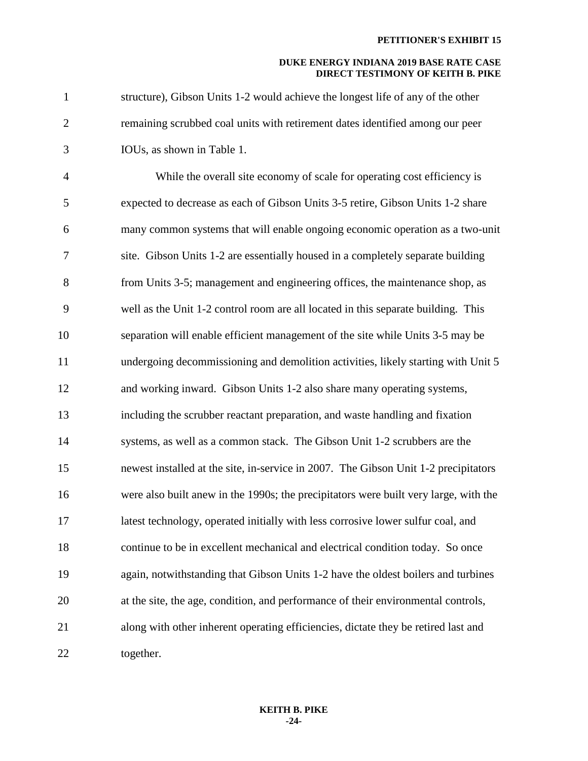structure), Gibson Units 1-2 would achieve the longest life of any of the other remaining scrubbed coal units with retirement dates identified among our peer IOUs, as shown in Table 1.

While the overall site economy of scale for operating cost efficiency is expected to decrease as each of Gibson Units 3-5 retire, Gibson Units 1-2 share many common systems that will enable ongoing economic operation as a two-unit site. Gibson Units 1-2 are essentially housed in a completely separate building from Units 3-5; management and engineering offices, the maintenance shop, as well as the Unit 1-2 control room are all located in this separate building. This separation will enable efficient management of the site while Units 3-5 may be undergoing decommissioning and demolition activities, likely starting with Unit 5 and working inward. Gibson Units 1-2 also share many operating systems, including the scrubber reactant preparation, and waste handling and fixation systems, as well as a common stack. The Gibson Unit 1-2 scrubbers are the newest installed at the site, in-service in 2007. The Gibson Unit 1-2 precipitators were also built anew in the 1990s; the precipitators were built very large, with the latest technology, operated initially with less corrosive lower sulfur coal, and continue to be in excellent mechanical and electrical condition today. So once again, notwithstanding that Gibson Units 1-2 have the oldest boilers and turbines at the site, the age, condition, and performance of their environmental controls, along with other inherent operating efficiencies, dictate they be retired last and together.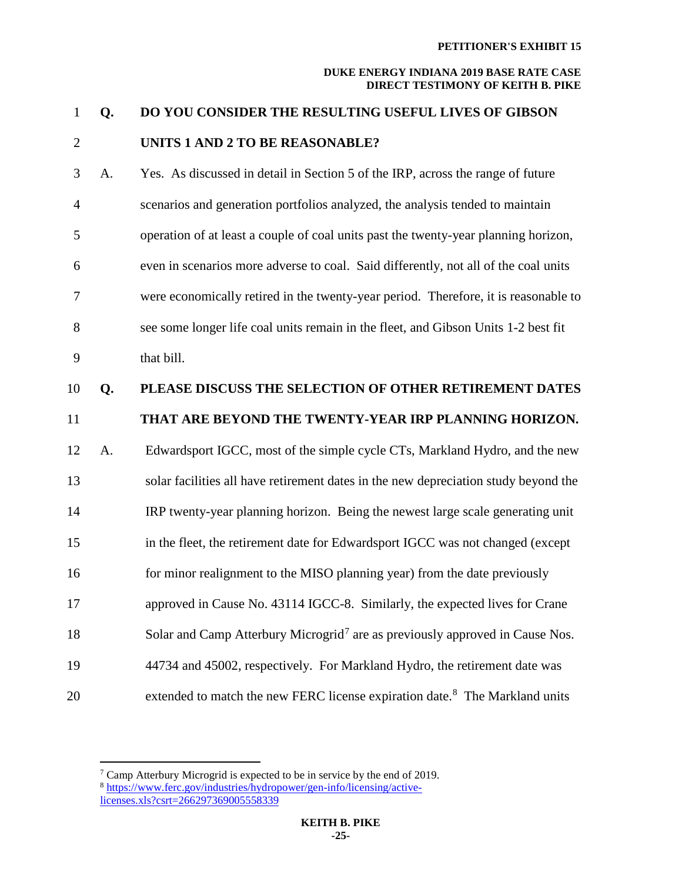**Q. DO YOU CONSIDER THE RESULTING USEFUL LIVES OF GIBSON UNITS 1 AND 2 TO BE REASONABLE?**

A. Yes. As discussed in detail in Section 5 of the IRP, across the range of future scenarios and generation portfolios analyzed, the analysis tended to maintain operation of at least a couple of coal units past the twenty-year planning horizon, even in scenarios more adverse to coal. Said differently, not all of the coal units were economically retired in the twenty-year period. Therefore, it is reasonable to see some longer life coal units remain in the fleet, and Gibson Units 1-2 best fit that bill.

**Q. PLEASE DISCUSS THE SELECTION OF OTHER RETIREMENT DATES THAT ARE BEYOND THE TWENTY-YEAR IRP PLANNING HORIZON.**

A. Edwardsport IGCC, most of the simple cycle CTs, Markland Hydro, and the new solar facilities all have retirement dates in the new depreciation study beyond the IRP twenty-year planning horizon. Being the newest large scale generating unit in the fleet, the retirement date for Edwardsport IGCC was not changed (except for minor realignment to the MISO planning year) from the date previously approved in Cause No. 43114 IGCC-8. Similarly, the expected lives for Crane Solar and Camp Atterbury Microgrid[7] are as previously approved in Cause Nos. 44734 and 45002, respectively. For Markland Hydro, the retirement date was extended to match the new FERC license expiration date.[8] The Markland units

---

[7] Camp Atterbury Microgrid is expected to be in service by the end of 2019.

[8] https://www.ferc.gov/industries/hydropower/gen-info/licensing/active-licenses.xls?csrt=266297369005558339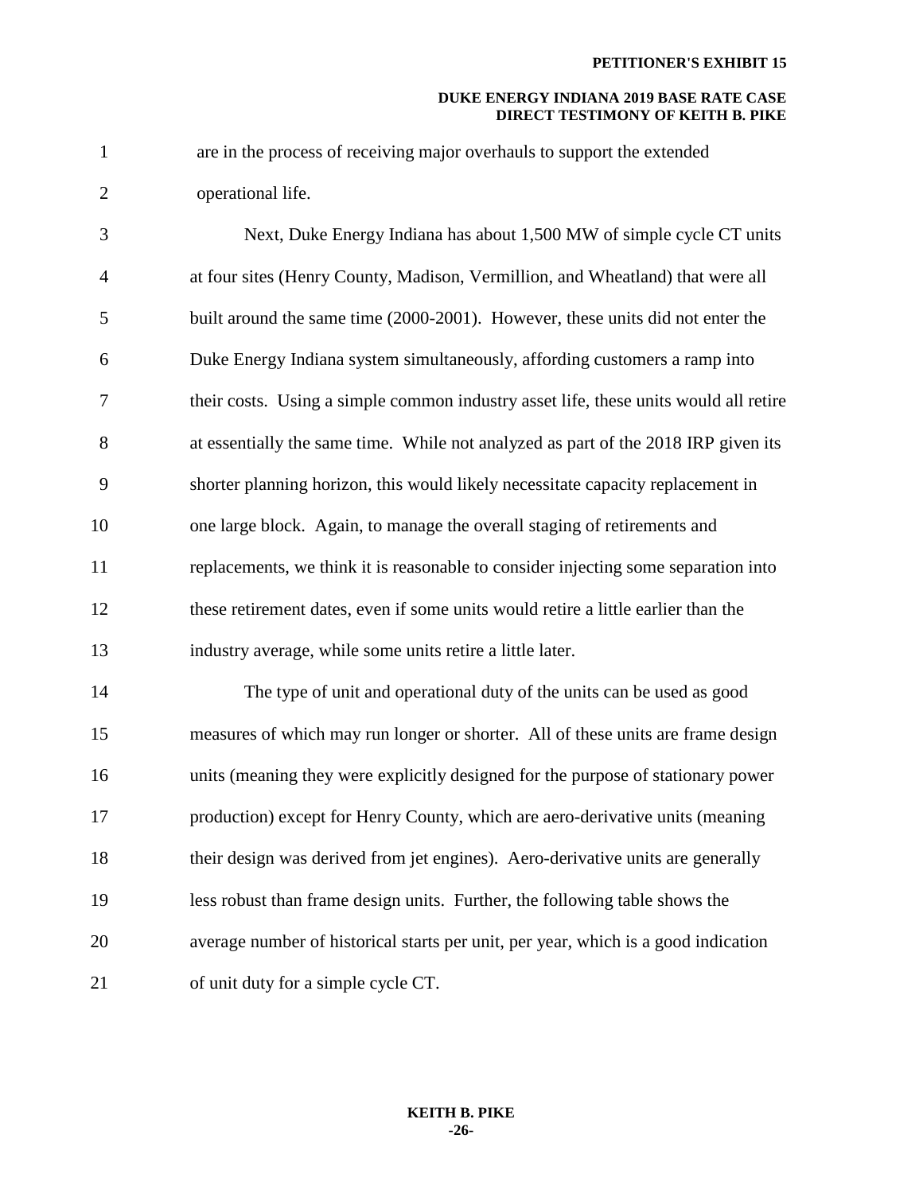are in the process of receiving major overhauls to support the extended operational life.

Next, Duke Energy Indiana has about 1,500 MW of simple cycle CT units at four sites (Henry County, Madison, Vermillion, and Wheatland) that were all built around the same time (2000-2001). However, these units did not enter the Duke Energy Indiana system simultaneously, affording customers a ramp into their costs. Using a simple common industry asset life, these units would all retire at essentially the same time. While not analyzed as part of the 2018 IRP given its shorter planning horizon, this would likely necessitate capacity replacement in one large block. Again, to manage the overall staging of retirements and replacements, we think it is reasonable to consider injecting some separation into these retirement dates, even if some units would retire a little earlier than the industry average, while some units retire a little later.

The type of unit and operational duty of the units can be used as good measures of which may run longer or shorter. All of these units are frame design units (meaning they were explicitly designed for the purpose of stationary power production) except for Henry County, which are aero-derivative units (meaning their design was derived from jet engines). Aero-derivative units are generally less robust than frame design units. Further, the following table shows the average number of historical starts per unit, per year, which is a good indication of unit duty for a simple cycle CT.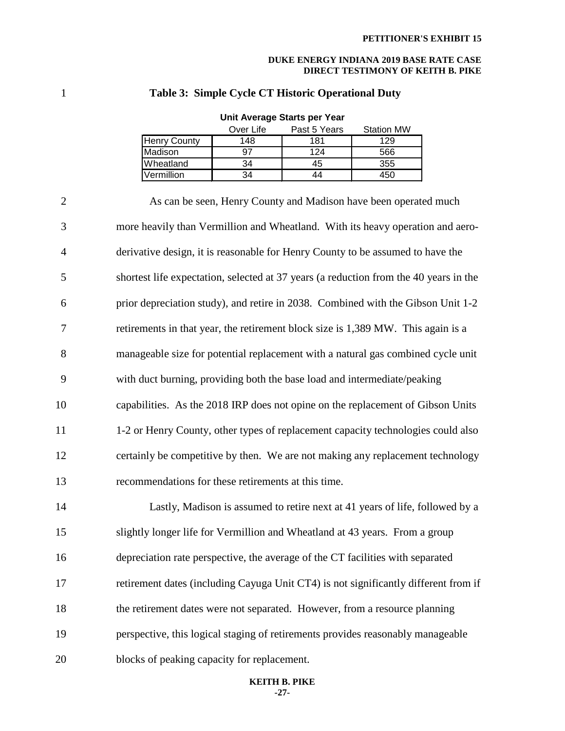**Table 3: Simple Cycle CT Historic Operational Duty**

| Unit Average Starts per Year | Over Life | Past 5 Years | Station MW |
|---|---|---|---|
| Henry County | 148 | 181 | 129 |
| Madison | 97 | 124 | 566 |
| Wheatland | 34 | 45 | 355 |
| Vermillion | 34 | 44 | 450 |

As can be seen, Henry County and Madison have been operated much more heavily than Vermillion and Wheatland. With its heavy operation and aero-derivative design, it is reasonable for Henry County to be assumed to have the shortest life expectation, selected at 37 years (a reduction from the 40 years in the prior depreciation study), and retire in 2038. Combined with the Gibson Unit 1-2 retirements in that year, the retirement block size is 1,389 MW. This again is a manageable size for potential replacement with a natural gas combined cycle unit with duct burning, providing both the base load and intermediate/peaking capabilities. As the 2018 IRP does not opine on the replacement of Gibson Units 1-2 or Henry County, other types of replacement capacity technologies could also certainly be competitive by then. We are not making any replacement technology recommendations for these retirements at this time.

Lastly, Madison is assumed to retire next at 41 years of life, followed by a slightly longer life for Vermillion and Wheatland at 43 years. From a group depreciation rate perspective, the average of the CT facilities with separated retirement dates (including Cayuga Unit CT4) is not significantly different from if the retirement dates were not separated. However, from a resource planning perspective, this logical staging of retirements provides reasonably manageable blocks of peaking capacity for replacement.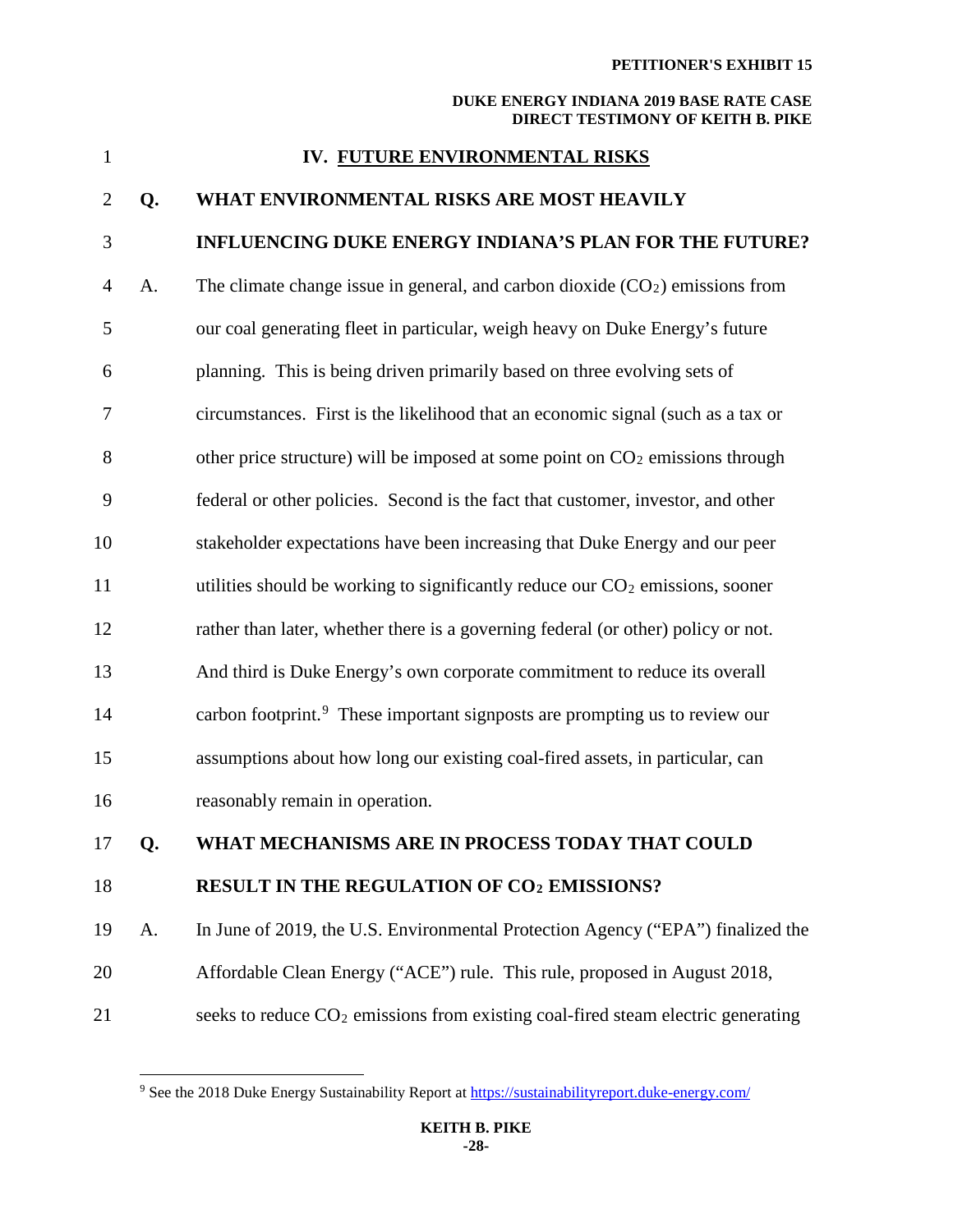## IV. FUTURE ENVIRONMENTAL RISKS

**Q. WHAT ENVIRONMENTAL RISKS ARE MOST HEAVILY INFLUENCING DUKE ENERGY INDIANA'S PLAN FOR THE FUTURE?**

A. The climate change issue in general, and carbon dioxide ($CO_2$) emissions from our coal generating fleet in particular, weigh heavy on Duke Energy's future planning. This is being driven primarily based on three evolving sets of circumstances. First is the likelihood that an economic signal (such as a tax or other price structure) will be imposed at some point on $CO_2$ emissions through federal or other policies. Second is the fact that customer, investor, and other stakeholder expectations have been increasing that Duke Energy and our peer utilities should be working to significantly reduce our $CO_2$ emissions, sooner rather than later, whether there is a governing federal (or other) policy or not. And third is Duke Energy's own corporate commitment to reduce its overall carbon footprint.[9] These important signposts are prompting us to review our assumptions about how long our existing coal-fired assets, in particular, can reasonably remain in operation.

**Q. WHAT MECHANISMS ARE IN PROCESS TODAY THAT COULD RESULT IN THE REGULATION OF $CO_2$ EMISSIONS?**

A. In June of 2019, the U.S. Environmental Protection Agency ("EPA") finalized the Affordable Clean Energy ("ACE") rule. This rule, proposed in August 2018, seeks to reduce $CO_2$ emissions from existing coal-fired steam electric generating

---

[9] See the 2018 Duke Energy Sustainability Report at https://sustainabilityreport.duke-energy.com/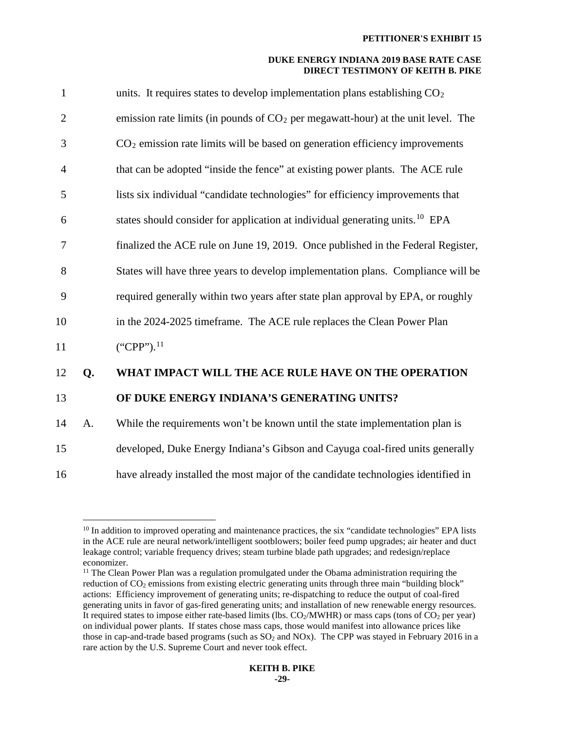units. It requires states to develop implementation plans establishing $CO_2$ emission rate limits (in pounds of $CO_2$ per megawatt-hour) at the unit level. The $CO_2$ emission rate limits will be based on generation efficiency improvements that can be adopted "inside the fence" at existing power plants. The ACE rule lists six individual "candidate technologies" for efficiency improvements that states should consider for application at individual generating units.[10] EPA finalized the ACE rule on June 19, 2019. Once published in the Federal Register, States will have three years to develop implementation plans. Compliance will be required generally within two years after state plan approval by EPA, or roughly in the 2024-2025 timeframe. The ACE rule replaces the Clean Power Plan ("CPP").[11]

**Q. WHAT IMPACT WILL THE ACE RULE HAVE ON THE OPERATION OF DUKE ENERGY INDIANA'S GENERATING UNITS?**

A. While the requirements won't be known until the state implementation plan is developed, Duke Energy Indiana's Gibson and Cayuga coal-fired units generally have already installed the most major of the candidate technologies identified in

---

[10] In addition to improved operating and maintenance practices, the six "candidate technologies" EPA lists in the ACE rule are neural network/intelligent sootblowers; boiler feed pump upgrades; air heater and duct leakage control; variable frequency drives; steam turbine blade path upgrades; and redesign/replace economizer.

[11] The Clean Power Plan was a regulation promulgated under the Obama administration requiring the reduction of $CO_2$ emissions from existing electric generating units through three main "building block" actions: Efficiency improvement of generating units; re-dispatching to reduce the output of coal-fired generating units in favor of gas-fired generating units; and installation of new renewable energy resources. It required states to impose either rate-based limits (lbs. $CO_2$/MWHR) or mass caps (tons of $CO_2$ per year) on individual power plants. If states chose mass caps, those would manifest into allowance prices like those in cap-and-trade based programs (such as $SO_2$ and NOx). The CPP was stayed in February 2016 in a rare action by the U.S. Supreme Court and never took effect.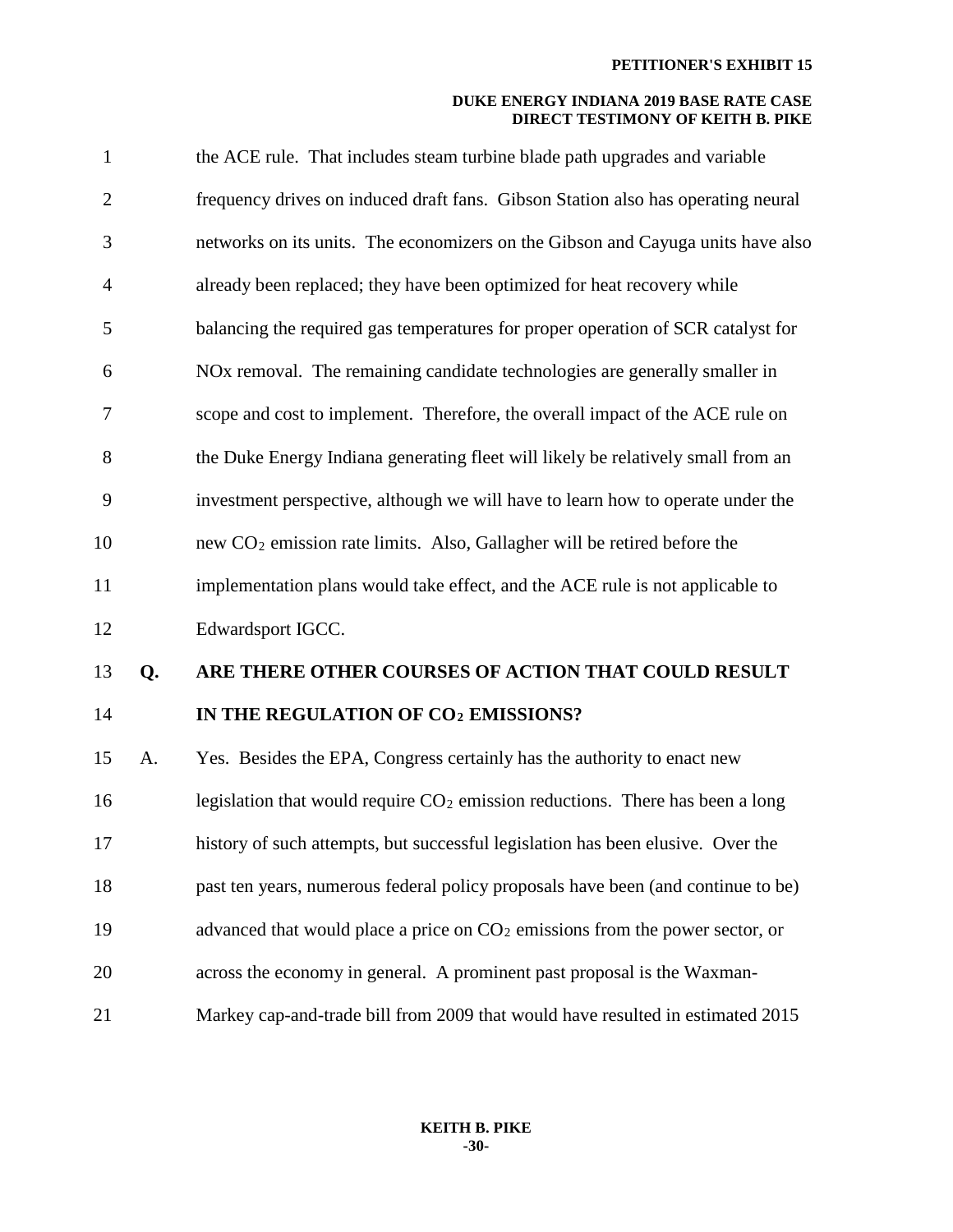the ACE rule. That includes steam turbine blade path upgrades and variable frequency drives on induced draft fans. Gibson Station also has operating neural networks on its units. The economizers on the Gibson and Cayuga units have also already been replaced; they have been optimized for heat recovery while balancing the required gas temperatures for proper operation of SCR catalyst for NOx removal. The remaining candidate technologies are generally smaller in scope and cost to implement. Therefore, the overall impact of the ACE rule on the Duke Energy Indiana generating fleet will likely be relatively small from an investment perspective, although we will have to learn how to operate under the new $CO_2$ emission rate limits. Also, Gallagher will be retired before the implementation plans would take effect, and the ACE rule is not applicable to Edwardsport IGCC.

**Q. ARE THERE OTHER COURSES OF ACTION THAT COULD RESULT IN THE REGULATION OF $CO_2$ EMISSIONS?**

A. Yes. Besides the EPA, Congress certainly has the authority to enact new legislation that would require $CO_2$ emission reductions. There has been a long history of such attempts, but successful legislation has been elusive. Over the past ten years, numerous federal policy proposals have been (and continue to be) advanced that would place a price on $CO_2$ emissions from the power sector, or across the economy in general. A prominent past proposal is the Waxman-Markey cap-and-trade bill from 2009 that would have resulted in estimated 2015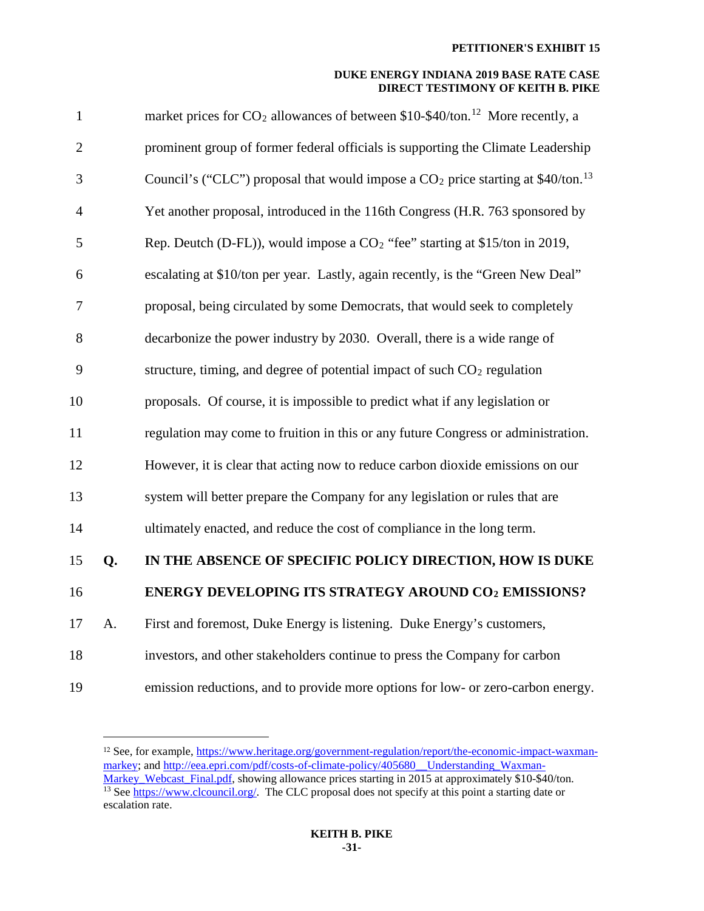market prices for $CO_2$ allowances of between \$10-\$40/ton.[12] More recently, a prominent group of former federal officials is supporting the Climate Leadership Council's ("CLC") proposal that would impose a $CO_2$ price starting at \$40/ton.[13] Yet another proposal, introduced in the 116th Congress (H.R. 763 sponsored by Rep. Deutch (D-FL)), would impose a $CO_2$ "fee" starting at \$15/ton in 2019, escalating at \$10/ton per year. Lastly, again recently, is the "Green New Deal" proposal, being circulated by some Democrats, that would seek to completely decarbonize the power industry by 2030. Overall, there is a wide range of structure, timing, and degree of potential impact of such $CO_2$ regulation proposals. Of course, it is impossible to predict what if any legislation or regulation may come to fruition in this or any future Congress or administration. However, it is clear that acting now to reduce carbon dioxide emissions on our system will better prepare the Company for any legislation or rules that are ultimately enacted, and reduce the cost of compliance in the long term.

**Q. IN THE ABSENCE OF SPECIFIC POLICY DIRECTION, HOW IS DUKE ENERGY DEVELOPING ITS STRATEGY AROUND $CO_2$ EMISSIONS?**

A. First and foremost, Duke Energy is listening. Duke Energy's customers, investors, and other stakeholders continue to press the Company for carbon emission reductions, and to provide more options for low- or zero-carbon energy.

---

[12] See, for example, https://www.heritage.org/government-regulation/report/the-economic-impact-waxman-markey; and http://eea.epri.com/pdf/costs-of-climate-policy/405680__Understanding_Waxman-Markey_Webcast_Final.pdf, showing allowance prices starting in 2015 at approximately \$10-\$40/ton.

[13] See https://www.clcouncil.org/. The CLC proposal does not specify at this point a starting date or escalation rate.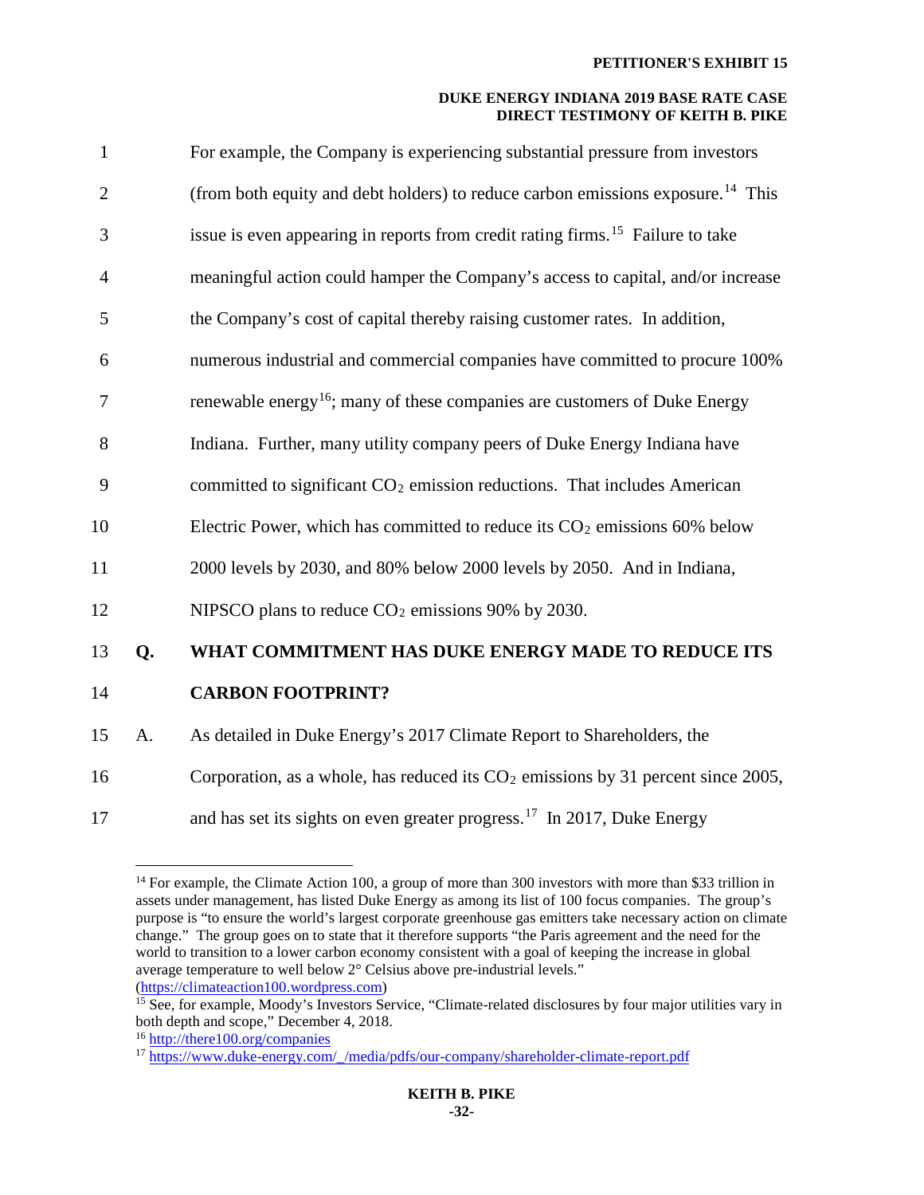For example, the Company is experiencing substantial pressure from investors (from both equity and debt holders) to reduce carbon emissions exposure.[14] This issue is even appearing in reports from credit rating firms.[15] Failure to take meaningful action could hamper the Company's access to capital, and/or increase the Company's cost of capital thereby raising customer rates. In addition, numerous industrial and commercial companies have committed to procure 100% renewable energy[16]; many of these companies are customers of Duke Energy Indiana. Further, many utility company peers of Duke Energy Indiana have committed to significant $CO_2$ emission reductions. That includes American Electric Power, which has committed to reduce its $CO_2$ emissions 60% below 2000 levels by 2030, and 80% below 2000 levels by 2050. And in Indiana, NIPSCO plans to reduce $CO_2$ emissions 90% by 2030.

**Q. WHAT COMMITMENT HAS DUKE ENERGY MADE TO REDUCE ITS CARBON FOOTPRINT?**

A. As detailed in Duke Energy's 2017 Climate Report to Shareholders, the Corporation, as a whole, has reduced its $CO_2$ emissions by 31 percent since 2005, and has set its sights on even greater progress.[17] In 2017, Duke Energy

---

[14] For example, the Climate Action 100, a group of more than 300 investors with more than $33 trillion in assets under management, has listed Duke Energy as among its list of 100 focus companies. The group's purpose is "to ensure the world's largest corporate greenhouse gas emitters take necessary action on climate change." The group goes on to state that it therefore supports "the Paris agreement and the need for the world to transition to a lower carbon economy consistent with a goal of keeping the increase in global average temperature to well below 2° Celsius above pre-industrial levels." (https://climateaction100.wordpress.com)

[15] See, for example, Moody's Investors Service, "Climate-related disclosures by four major utilities vary in both depth and scope," December 4, 2018.

[16] http://there100.org/companies

[17] https://www.duke-energy.com/_/media/pdfs/our-company/shareholder-climate-report.pdf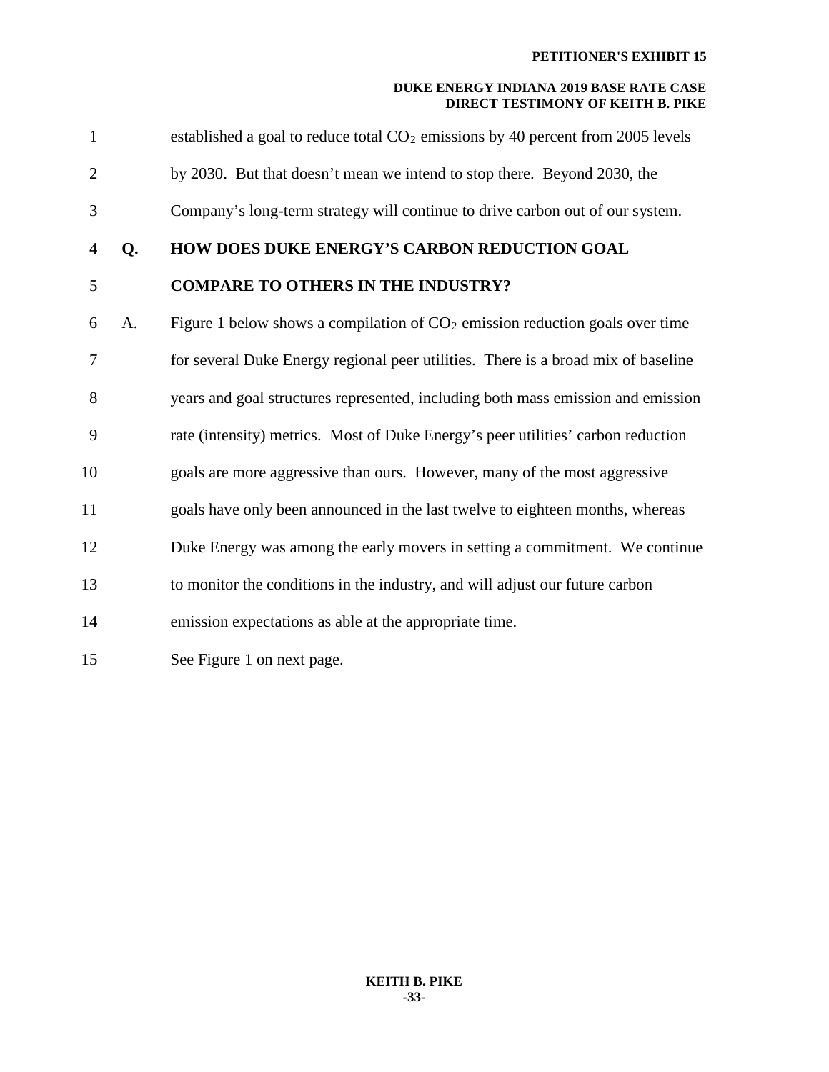established a goal to reduce total $CO_2$ emissions by 40 percent from 2005 levels by 2030. But that doesn't mean we intend to stop there. Beyond 2030, the Company's long-term strategy will continue to drive carbon out of our system.

**Q. HOW DOES DUKE ENERGY'S CARBON REDUCTION GOAL COMPARE TO OTHERS IN THE INDUSTRY?**

A. Figure 1 below shows a compilation of $CO_2$ emission reduction goals over time for several Duke Energy regional peer utilities. There is a broad mix of baseline years and goal structures represented, including both mass emission and emission rate (intensity) metrics. Most of Duke Energy's peer utilities' carbon reduction goals are more aggressive than ours. However, many of the most aggressive goals have only been announced in the last twelve to eighteen months, whereas Duke Energy was among the early movers in setting a commitment. We continue to monitor the conditions in the industry, and will adjust our future carbon emission expectations as able at the appropriate time.

See Figure 1 on next page.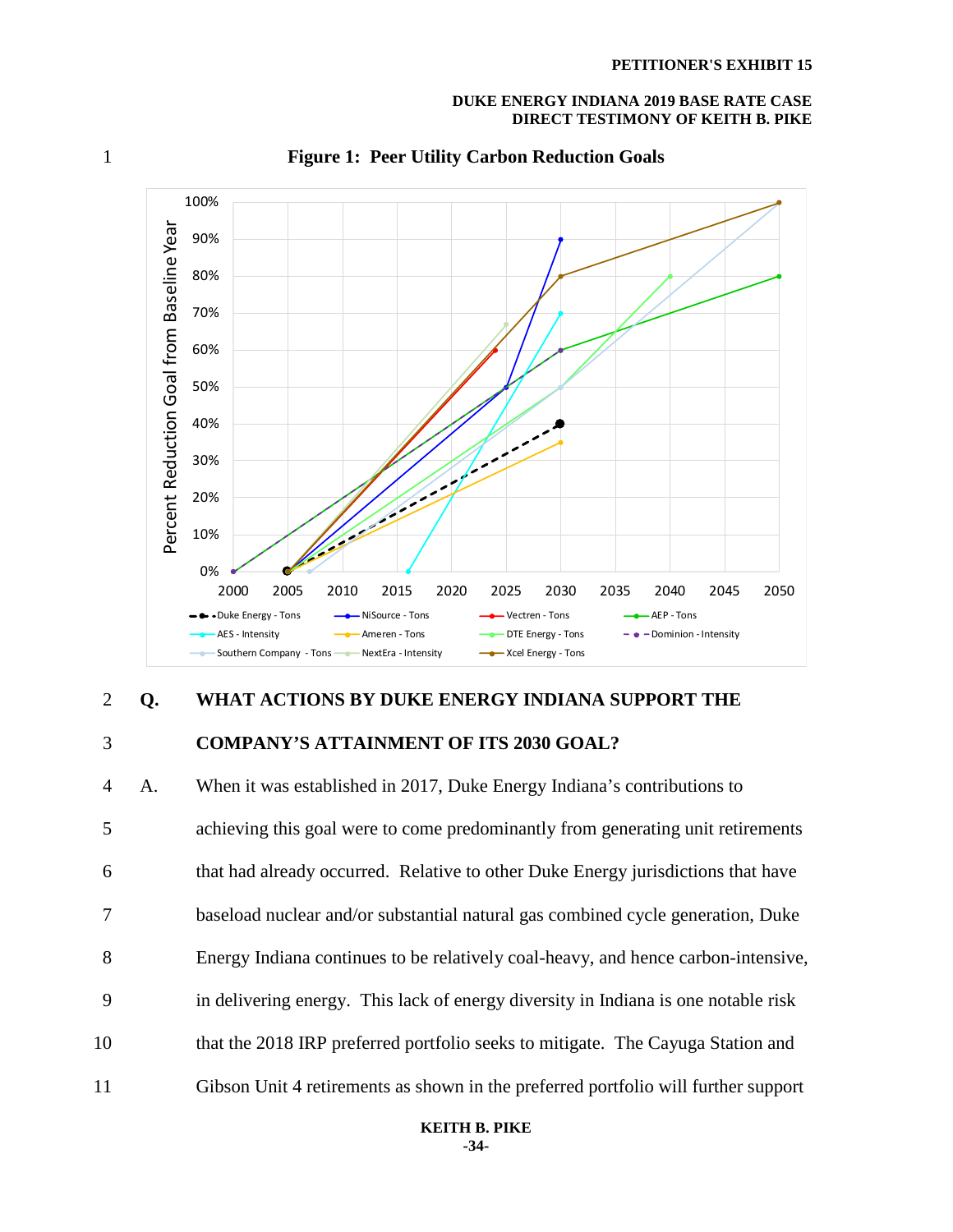**Figure 1: Peer Utility Carbon Reduction Goals**

**Q. WHAT ACTIONS BY DUKE ENERGY INDIANA SUPPORT THE COMPANY'S ATTAINMENT OF ITS 2030 GOAL?**

A. When it was established in 2017, Duke Energy Indiana's contributions to achieving this goal were to come predominantly from generating unit retirements that had already occurred. Relative to other Duke Energy jurisdictions that have baseload nuclear and/or substantial natural gas combined cycle generation, Duke Energy Indiana continues to be relatively coal-heavy, and hence carbon-intensive, in delivering energy. This lack of energy diversity in Indiana is one notable risk that the 2018 IRP preferred portfolio seeks to mitigate. The Cayuga Station and Gibson Unit 4 retirements as shown in the preferred portfolio will further support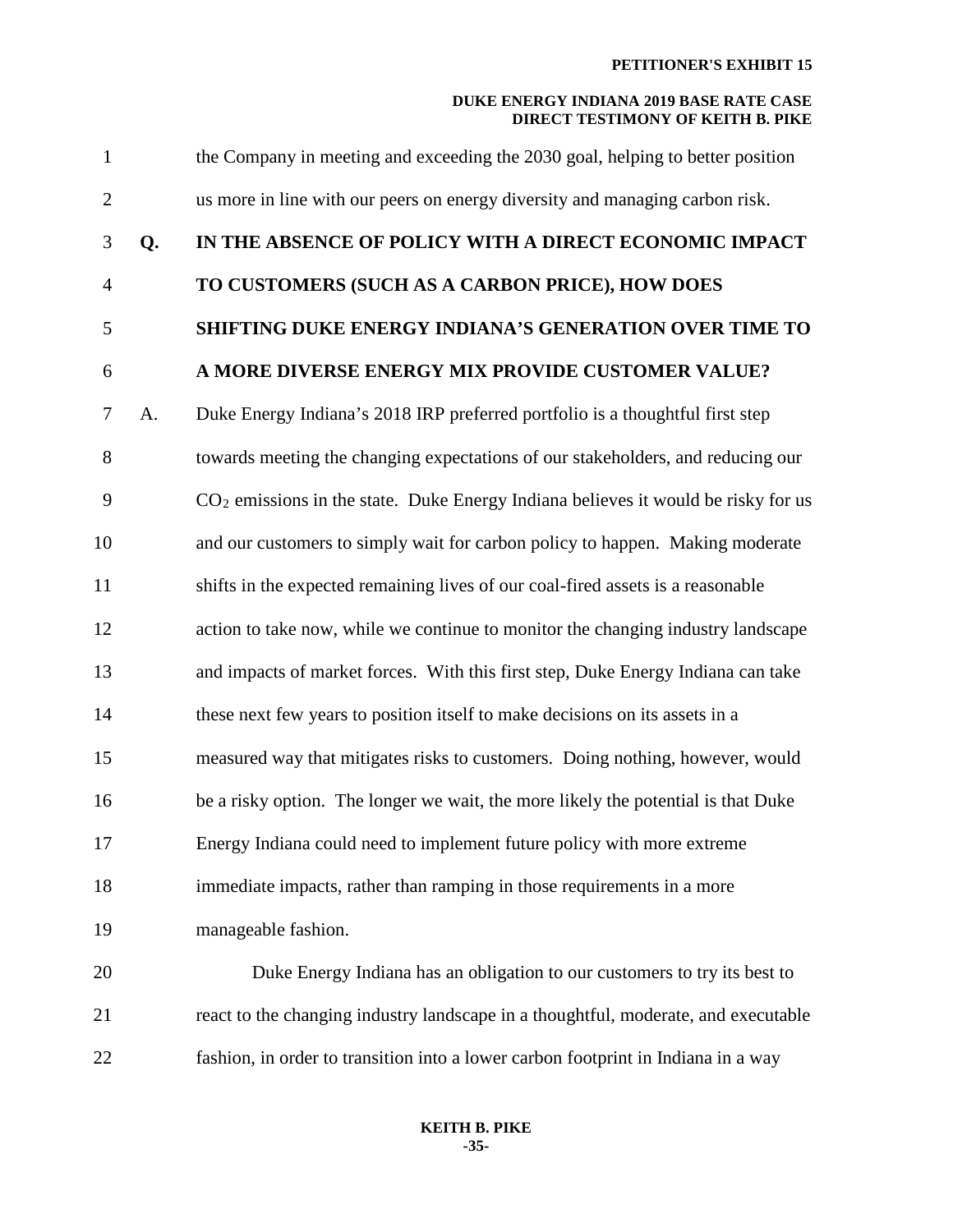the Company in meeting and exceeding the 2030 goal, helping to better position us more in line with our peers on energy diversity and managing carbon risk.

**Q. IN THE ABSENCE OF POLICY WITH A DIRECT ECONOMIC IMPACT TO CUSTOMERS (SUCH AS A CARBON PRICE), HOW DOES SHIFTING DUKE ENERGY INDIANA'S GENERATION OVER TIME TO A MORE DIVERSE ENERGY MIX PROVIDE CUSTOMER VALUE?**

A. Duke Energy Indiana's 2018 IRP preferred portfolio is a thoughtful first step towards meeting the changing expectations of our stakeholders, and reducing our $CO_2$ emissions in the state. Duke Energy Indiana believes it would be risky for us and our customers to simply wait for carbon policy to happen. Making moderate shifts in the expected remaining lives of our coal-fired assets is a reasonable action to take now, while we continue to monitor the changing industry landscape and impacts of market forces. With this first step, Duke Energy Indiana can take these next few years to position itself to make decisions on its assets in a measured way that mitigates risks to customers. Doing nothing, however, would be a risky option. The longer we wait, the more likely the potential is that Duke Energy Indiana could need to implement future policy with more extreme immediate impacts, rather than ramping in those requirements in a more manageable fashion.

Duke Energy Indiana has an obligation to our customers to try its best to react to the changing industry landscape in a thoughtful, moderate, and executable fashion, in order to transition into a lower carbon footprint in Indiana in a way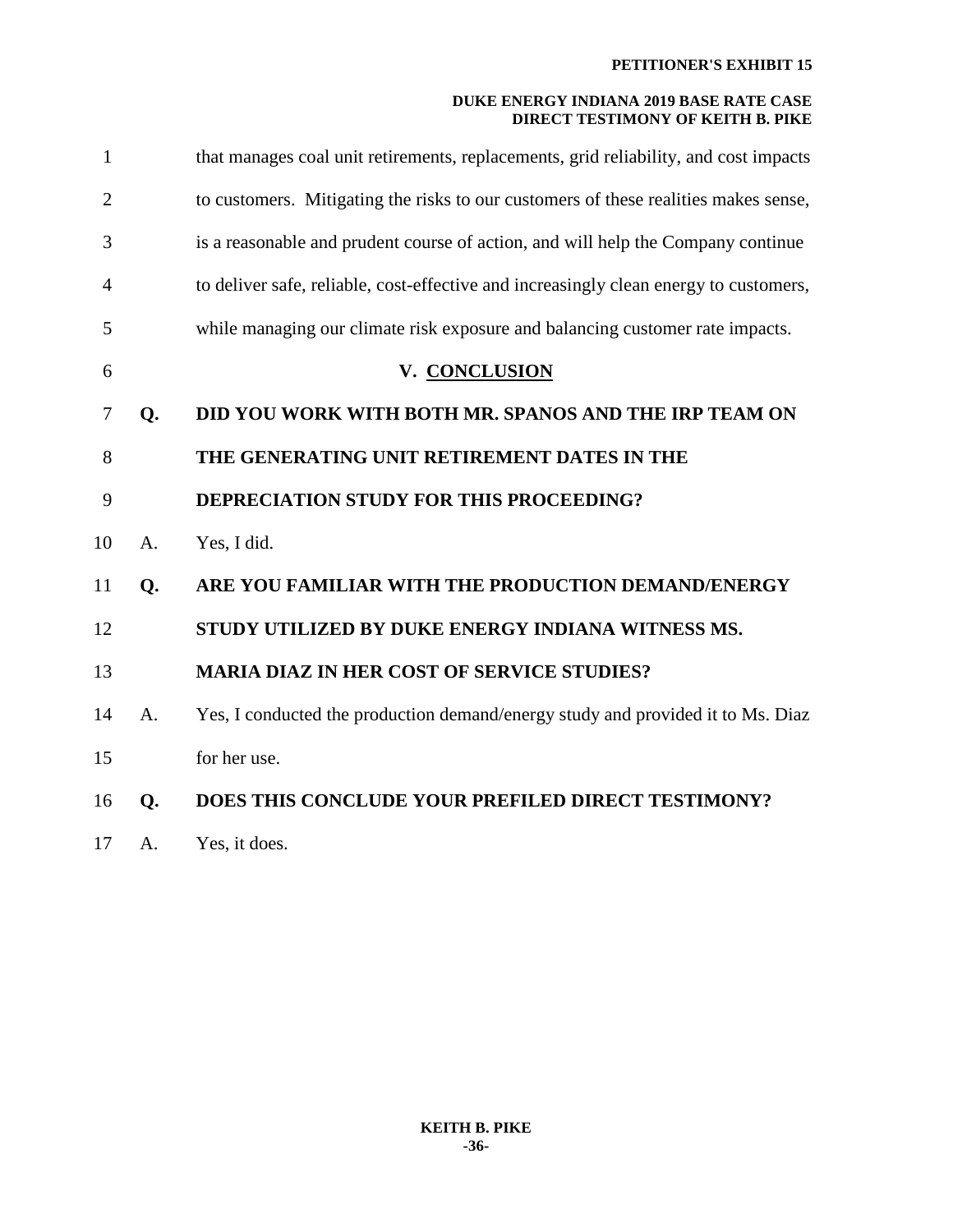that manages coal unit retirements, replacements, grid reliability, and cost impacts to customers. Mitigating the risks to our customers of these realities makes sense, is a reasonable and prudent course of action, and will help the Company continue to deliver safe, reliable, cost-effective and increasingly clean energy to customers, while managing our climate risk exposure and balancing customer rate impacts.

## V. CONCLUSION

**Q. DID YOU WORK WITH BOTH MR. SPANOS AND THE IRP TEAM ON THE GENERATING UNIT RETIREMENT DATES IN THE DEPRECIATION STUDY FOR THIS PROCEEDING?**

A. Yes, I did.

**Q. ARE YOU FAMILIAR WITH THE PRODUCTION DEMAND/ENERGY STUDY UTILIZED BY DUKE ENERGY INDIANA WITNESS MS. MARIA DIAZ IN HER COST OF SERVICE STUDIES?**

A. Yes, I conducted the production demand/energy study and provided it to Ms. Diaz for her use.

**Q. DOES THIS CONCLUDE YOUR PREFILED DIRECT TESTIMONY?**

A. Yes, it does.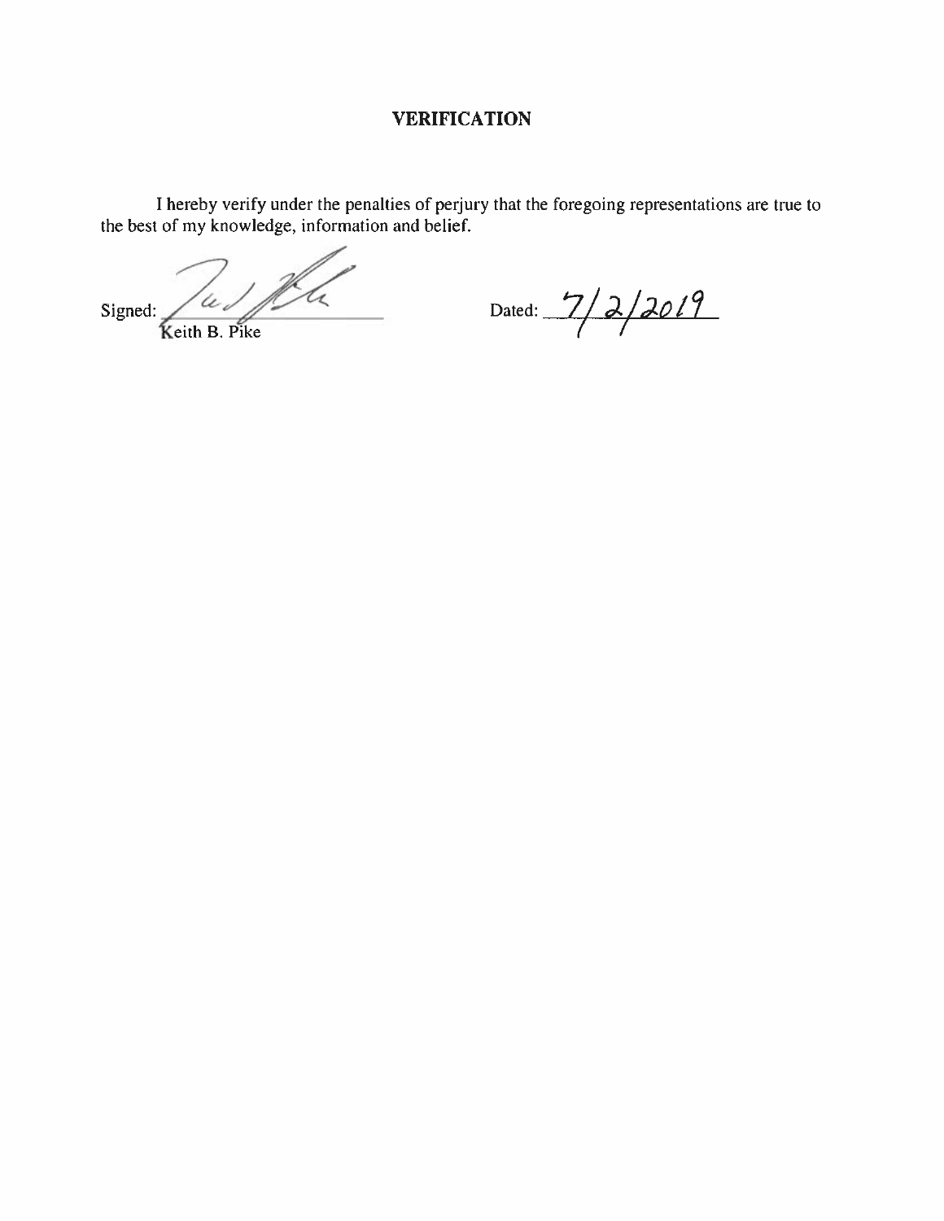## VERIFICATION

I hereby verify under the penalties of perjury that the foregoing representations are true to the best of my knowledge, information and belief.

Signed: ______________________
Keith B. Pike

Dated: 7/2/2019